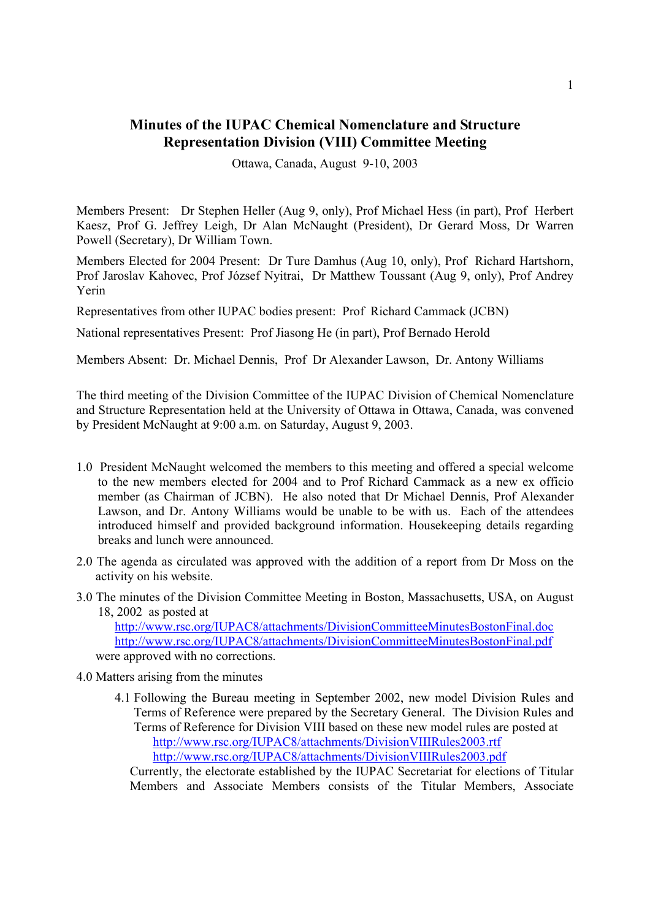# Minutes of the IUPAC Chemical Nomenclature and Structure Representation Division (VIII) Committee Meeting

Ottawa, Canada, August 9-10, 2003

Members Present: Dr Stephen Heller (Aug 9, only), Prof Michael Hess (in part), Prof Herbert Kaesz, Prof G. Jeffrey Leigh, Dr Alan McNaught (President), Dr Gerard Moss, Dr Warren Powell (Secretary), Dr William Town.

Members Elected for 2004 Present: Dr Ture Damhus (Aug 10, only), Prof Richard Hartshorn, Prof Jaroslav Kahovec, Prof József Nyitrai, Dr Matthew Toussant (Aug 9, only), Prof Andrey Yerin

Representatives from other IUPAC bodies present: Prof Richard Cammack (JCBN)

National representatives Present: Prof Jiasong He (in part), Prof Bernado Herold

Members Absent: Dr. Michael Dennis, Prof Dr Alexander Lawson, Dr. Antony Williams

The third meeting of the Division Committee of the IUPAC Division of Chemical Nomenclature and Structure Representation held at the University of Ottawa in Ottawa, Canada, was convened by President McNaught at 9:00 a.m. on Saturday, August 9, 2003.

1.0 President McNaught welcomed the members to this meeting and offered a special welcome to the new members elected for 2004 and to Prof Richard Cammack as a new ex officio member (as Chairman of JCBN). He also noted that Dr Michael Dennis, Prof Alexander Lawson, and Dr. Antony Williams would be unable to be with us. Each of the attendees introduced himself and provided background information. Housekeeping details regarding breaks and lunch were announced.

2.0 The agenda as circulated was approved with the addition of a report from Dr Moss on the activity on his website.

3.0 The minutes of the Division Committee Meeting in Boston, Massachusetts, USA, on August 18, 2002 as posted at
http://www.rsc.org/IUPAC8/attachments/DivisionCommitteeMinutesBostonFinal.doc
http://www.rsc.org/IUPAC8/attachments/DivisionCommitteeMinutesBostonFinal.pdf
were approved with no corrections.

4.0 Matters arising from the minutes

4.1 Following the Bureau meeting in September 2002, new model Division Rules and Terms of Reference were prepared by the Secretary General. The Division Rules and Terms of Reference for Division VIII based on these new model rules are posted at
http://www.rsc.org/IUPAC8/attachments/DivisionVIIIRules2003.rtf
http://www.rsc.org/IUPAC8/attachments/DivisionVIIIRules2003.pdf
Currently, the electorate established by the IUPAC Secretariat for elections of Titular Members and Associate Members consists of the Titular Members, Associate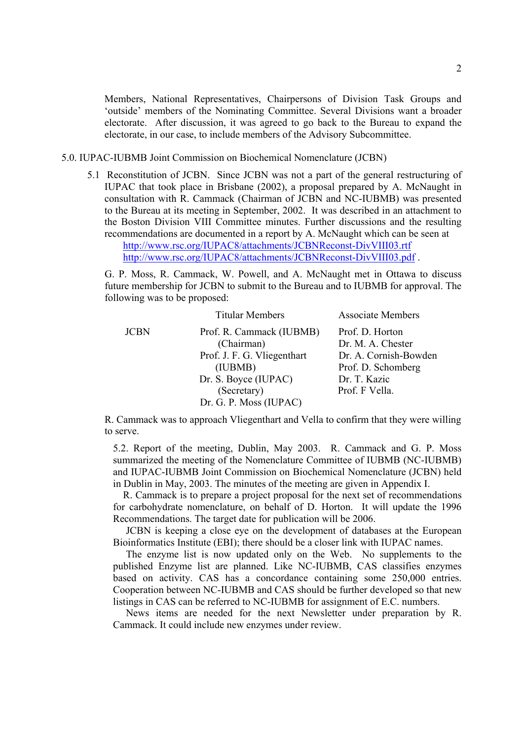Members, National Representatives, Chairpersons of Division Task Groups and 'outside' members of the Nominating Committee. Several Divisions want a broader electorate. After discussion, it was agreed to go back to the Bureau to expand the electorate, in our case, to include members of the Advisory Subcommittee.

5.0. IUPAC-IUBMB Joint Commission on Biochemical Nomenclature (JCBN)

5.1 Reconstitution of JCBN. Since JCBN was not a part of the general restructuring of IUPAC that took place in Brisbane (2002), a proposal prepared by A. McNaught in consultation with R. Cammack (Chairman of JCBN and NC-IUBMB) was presented to the Bureau at its meeting in September, 2002. It was described in an attachment to the Boston Division VIII Committee minutes. Further discussions and the resulting recommendations are documented in a report by A. McNaught which can be seen at
http://www.rsc.org/IUPAC8/attachments/JCBNReconst-DivVIII03.rtf
http://www.rsc.org/IUPAC8/attachments/JCBNReconst-DivVIII03.pdf .

G. P. Moss, R. Cammack, W. Powell, and A. McNaught met in Ottawa to discuss future membership for JCBN to submit to the Bureau and to IUBMB for approval. The following was to be proposed:

| | Titular Members | Associate Members |
|---|---|---|
| JCBN | Prof. R. Cammack (IUBMB) (Chairman) | Prof. D. Horton |
| | Prof. J. F. G. Vliegenthart (IUBMB) | Dr. M. A. Chester |
| | Dr. S. Boyce (IUPAC) (Secretary) | Dr. A. Cornish-Bowden |
| | Dr. G. P. Moss (IUPAC) | Prof. D. Schomberg |
| | | Dr. T. Kazic |
| | | Prof. F Vella. |

R. Cammack was to approach Vliegenthart and Vella to confirm that they were willing to serve.

5.2. Report of the meeting, Dublin, May 2003. R. Cammack and G. P. Moss summarized the meeting of the Nomenclature Committee of IUBMB (NC-IUBMB) and IUPAC-IUBMB Joint Commission on Biochemical Nomenclature (JCBN) held in Dublin in May, 2003. The minutes of the meeting are given in Appendix I.

R. Cammack is to prepare a project proposal for the next set of recommendations for carbohydrate nomenclature, on behalf of D. Horton. It will update the 1996 Recommendations. The target date for publication will be 2006.

JCBN is keeping a close eye on the development of databases at the European Bioinformatics Institute (EBI); there should be a closer link with IUPAC names.

The enzyme list is now updated only on the Web. No supplements to the published Enzyme list are planned. Like NC-IUBMB, CAS classifies enzymes based on activity. CAS has a concordance containing some 250,000 entries. Cooperation between NC-IUBMB and CAS should be further developed so that new listings in CAS can be referred to NC-IUBMB for assignment of E.C. numbers.

News items are needed for the next Newsletter under preparation by R. Cammack. It could include new enzymes under review.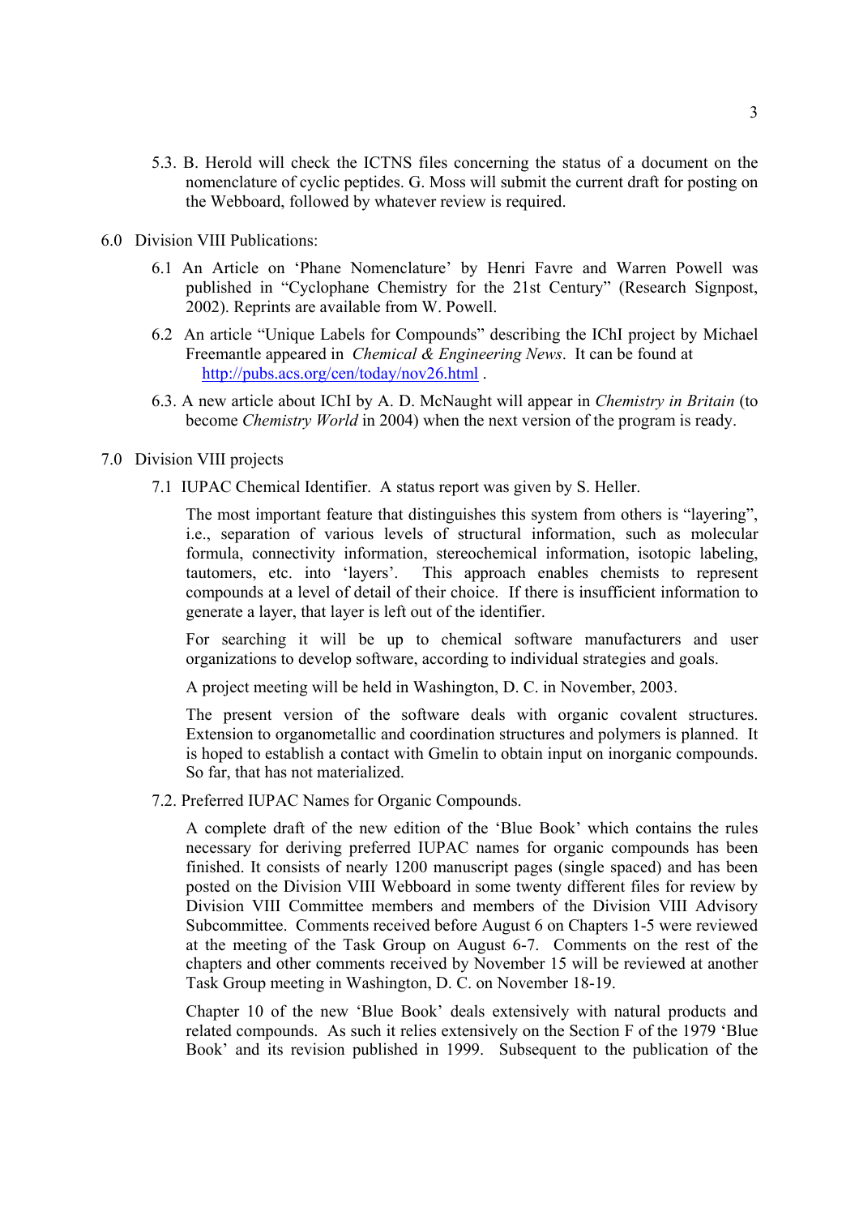5.3. B. Herold will check the ICTNS files concerning the status of a document on the nomenclature of cyclic peptides. G. Moss will submit the current draft for posting on the Webboard, followed by whatever review is required.

6.0 Division VIII Publications:

6.1 An Article on 'Phane Nomenclature' by Henri Favre and Warren Powell was published in "Cyclophane Chemistry for the 21st Century" (Research Signpost, 2002). Reprints are available from W. Powell.

6.2 An article "Unique Labels for Compounds" describing the IChI project by Michael Freemantle appeared in *Chemical & Engineering News*. It can be found at http://pubs.acs.org/cen/today/nov26.html .

6.3. A new article about IChI by A. D. McNaught will appear in *Chemistry in Britain* (to become *Chemistry World* in 2004) when the next version of the program is ready.

7.0 Division VIII projects

7.1 IUPAC Chemical Identifier. A status report was given by S. Heller.

The most important feature that distinguishes this system from others is "layering", i.e., separation of various levels of structural information, such as molecular formula, connectivity information, stereochemical information, isotopic labeling, tautomers, etc. into 'layers'. This approach enables chemists to represent compounds at a level of detail of their choice. If there is insufficient information to generate a layer, that layer is left out of the identifier.

For searching it will be up to chemical software manufacturers and user organizations to develop software, according to individual strategies and goals.

A project meeting will be held in Washington, D. C. in November, 2003.

The present version of the software deals with organic covalent structures. Extension to organometallic and coordination structures and polymers is planned. It is hoped to establish a contact with Gmelin to obtain input on inorganic compounds. So far, that has not materialized.

7.2. Preferred IUPAC Names for Organic Compounds.

A complete draft of the new edition of the 'Blue Book' which contains the rules necessary for deriving preferred IUPAC names for organic compounds has been finished. It consists of nearly 1200 manuscript pages (single spaced) and has been posted on the Division VIII Webboard in some twenty different files for review by Division VIII Committee members and members of the Division VIII Advisory Subcommittee. Comments received before August 6 on Chapters 1-5 were reviewed at the meeting of the Task Group on August 6-7. Comments on the rest of the chapters and other comments received by November 15 will be reviewed at another Task Group meeting in Washington, D. C. on November 18-19.

Chapter 10 of the new 'Blue Book' deals extensively with natural products and related compounds. As such it relies extensively on the Section F of the 1979 'Blue Book' and its revision published in 1999. Subsequent to the publication of the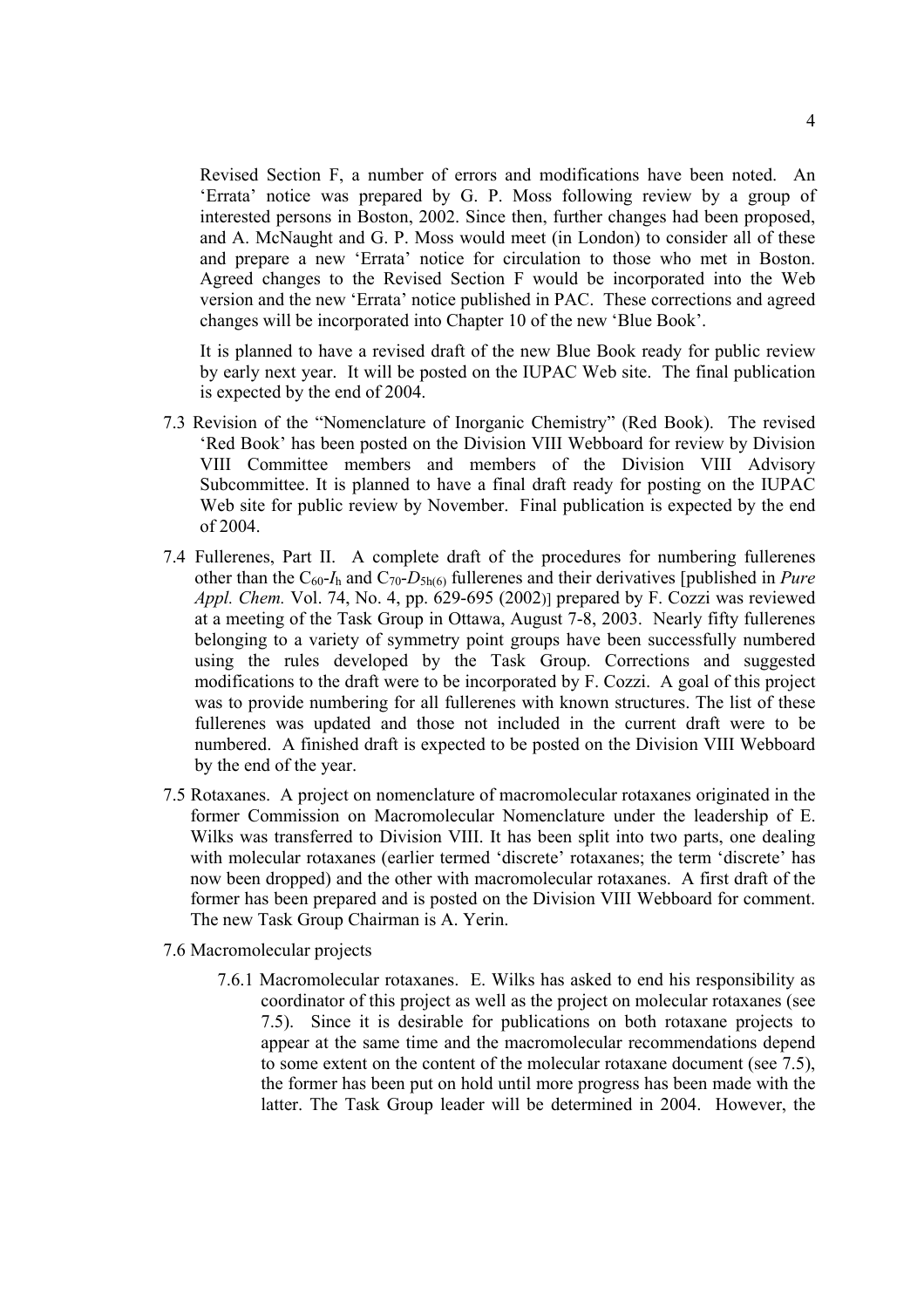Revised Section F, a number of errors and modifications have been noted. An 'Errata' notice was prepared by G. P. Moss following review by a group of interested persons in Boston, 2002. Since then, further changes had been proposed, and A. McNaught and G. P. Moss would meet (in London) to consider all of these and prepare a new 'Errata' notice for circulation to those who met in Boston. Agreed changes to the Revised Section F would be incorporated into the Web version and the new 'Errata' notice published in PAC. These corrections and agreed changes will be incorporated into Chapter 10 of the new 'Blue Book'.

It is planned to have a revised draft of the new Blue Book ready for public review by early next year. It will be posted on the IUPAC Web site. The final publication is expected by the end of 2004.

7.3 Revision of the "Nomenclature of Inorganic Chemistry" (Red Book). The revised 'Red Book' has been posted on the Division VIII Webboard for review by Division VIII Committee members and members of the Division VIII Advisory Subcommittee. It is planned to have a final draft ready for posting on the IUPAC Web site for public review by November. Final publication is expected by the end of 2004.

7.4 Fullerenes, Part II. A complete draft of the procedures for numbering fullerenes other than the $C_{60}$-$I_h$ and $C_{70}$-$D_{5h(6)}$ fullerenes and their derivatives [published in *Pure Appl. Chem.* Vol. 74, No. 4, pp. 629-695 (2002)] prepared by F. Cozzi was reviewed at a meeting of the Task Group in Ottawa, August 7-8, 2003. Nearly fifty fullerenes belonging to a variety of symmetry point groups have been successfully numbered using the rules developed by the Task Group. Corrections and suggested modifications to the draft were to be incorporated by F. Cozzi. A goal of this project was to provide numbering for all fullerenes with known structures. The list of these fullerenes was updated and those not included in the current draft were to be numbered. A finished draft is expected to be posted on the Division VIII Webboard by the end of the year.

7.5 Rotaxanes. A project on nomenclature of macromolecular rotaxanes originated in the former Commission on Macromolecular Nomenclature under the leadership of E. Wilks was transferred to Division VIII. It has been split into two parts, one dealing with molecular rotaxanes (earlier termed 'discrete' rotaxanes; the term 'discrete' has now been dropped) and the other with macromolecular rotaxanes. A first draft of the former has been prepared and is posted on the Division VIII Webboard for comment. The new Task Group Chairman is A. Yerin.

7.6 Macromolecular projects

7.6.1 Macromolecular rotaxanes. E. Wilks has asked to end his responsibility as coordinator of this project as well as the project on molecular rotaxanes (see 7.5). Since it is desirable for publications on both rotaxane projects to appear at the same time and the macromolecular recommendations depend to some extent on the content of the molecular rotaxane document (see 7.5), the former has been put on hold until more progress has been made with the latter. The Task Group leader will be determined in 2004. However, the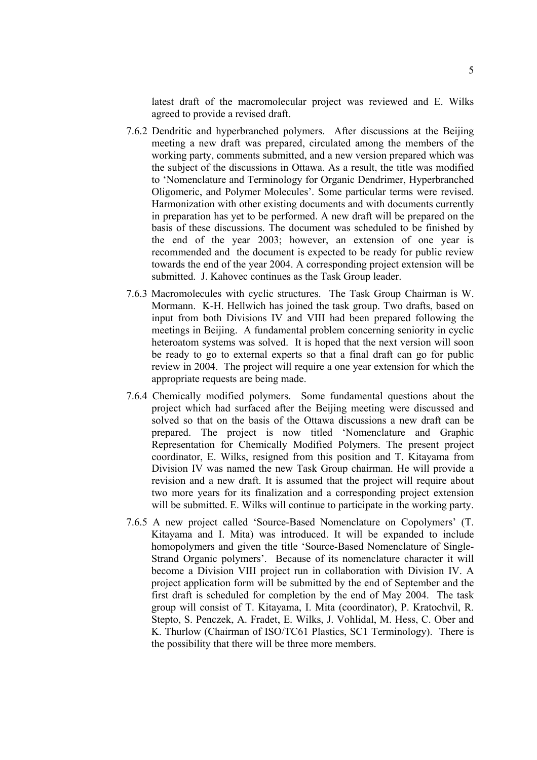latest draft of the macromolecular project was reviewed and E. Wilks agreed to provide a revised draft.

7.6.2 Dendritic and hyperbranched polymers. After discussions at the Beijing meeting a new draft was prepared, circulated among the members of the working party, comments submitted, and a new version prepared which was the subject of the discussions in Ottawa. As a result, the title was modified to 'Nomenclature and Terminology for Organic Dendrimer, Hyperbranched Oligomeric, and Polymer Molecules'. Some particular terms were revised. Harmonization with other existing documents and with documents currently in preparation has yet to be performed. A new draft will be prepared on the basis of these discussions. The document was scheduled to be finished by the end of the year 2003; however, an extension of one year is recommended and the document is expected to be ready for public review towards the end of the year 2004. A corresponding project extension will be submitted. J. Kahovec continues as the Task Group leader.

7.6.3 Macromolecules with cyclic structures. The Task Group Chairman is W. Mormann. K-H. Hellwich has joined the task group. Two drafts, based on input from both Divisions IV and VIII had been prepared following the meetings in Beijing. A fundamental problem concerning seniority in cyclic heteroatom systems was solved. It is hoped that the next version will soon be ready to go to external experts so that a final draft can go for public review in 2004. The project will require a one year extension for which the appropriate requests are being made.

7.6.4 Chemically modified polymers. Some fundamental questions about the project which had surfaced after the Beijing meeting were discussed and solved so that on the basis of the Ottawa discussions a new draft can be prepared. The project is now titled 'Nomenclature and Graphic Representation for Chemically Modified Polymers. The present project coordinator, E. Wilks, resigned from this position and T. Kitayama from Division IV was named the new Task Group chairman. He will provide a revision and a new draft. It is assumed that the project will require about two more years for its finalization and a corresponding project extension will be submitted. E. Wilks will continue to participate in the working party.

7.6.5 A new project called 'Source-Based Nomenclature on Copolymers' (T. Kitayama and I. Mita) was introduced. It will be expanded to include homopolymers and given the title 'Source-Based Nomenclature of Single-Strand Organic polymers'. Because of its nomenclature character it will become a Division VIII project run in collaboration with Division IV. A project application form will be submitted by the end of September and the first draft is scheduled for completion by the end of May 2004. The task group will consist of T. Kitayama, I. Mita (coordinator), P. Kratochvil, R. Stepto, S. Penczek, A. Fradet, E. Wilks, J. Vohlidal, M. Hess, C. Ober and K. Thurlow (Chairman of ISO/TC61 Plastics, SC1 Terminology). There is the possibility that there will be three more members.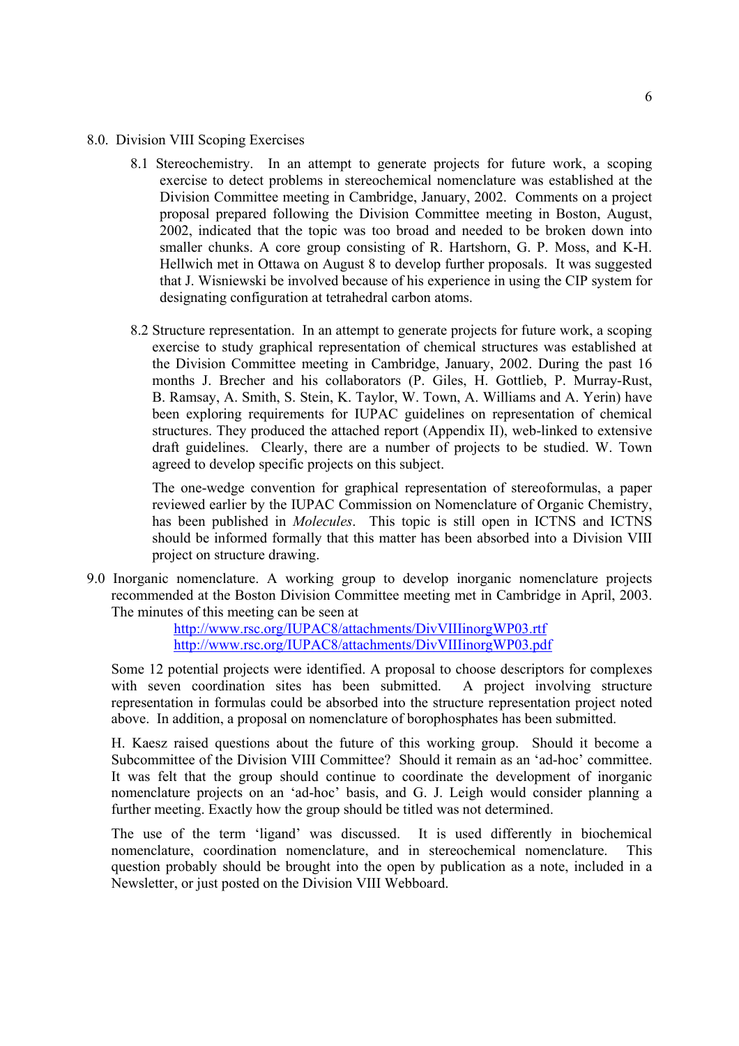## 8.0. Division VIII Scoping Exercises

8.1 Stereochemistry. In an attempt to generate projects for future work, a scoping exercise to detect problems in stereochemical nomenclature was established at the Division Committee meeting in Cambridge, January, 2002. Comments on a project proposal prepared following the Division Committee meeting in Boston, August, 2002, indicated that the topic was too broad and needed to be broken down into smaller chunks. A core group consisting of R. Hartshorn, G. P. Moss, and K-H. Hellwich met in Ottawa on August 8 to develop further proposals. It was suggested that J. Wisniewski be involved because of his experience in using the CIP system for designating configuration at tetrahedral carbon atoms.

8.2 Structure representation. In an attempt to generate projects for future work, a scoping exercise to study graphical representation of chemical structures was established at the Division Committee meeting in Cambridge, January, 2002. During the past 16 months J. Brecher and his collaborators (P. Giles, H. Gottlieb, P. Murray-Rust, B. Ramsay, A. Smith, S. Stein, K. Taylor, W. Town, A. Williams and A. Yerin) have been exploring requirements for IUPAC guidelines on representation of chemical structures. They produced the attached report (Appendix II), web-linked to extensive draft guidelines. Clearly, there are a number of projects to be studied. W. Town agreed to develop specific projects on this subject.

The one-wedge convention for graphical representation of stereoformulas, a paper reviewed earlier by the IUPAC Commission on Nomenclature of Organic Chemistry, has been published in *Molecules*. This topic is still open in ICTNS and ICTNS should be informed formally that this matter has been absorbed into a Division VIII project on structure drawing.

## 9.0 Inorganic nomenclature.

A working group to develop inorganic nomenclature projects recommended at the Boston Division Committee meeting met in Cambridge in April, 2003. The minutes of this meeting can be seen at

http://www.rsc.org/IUPAC8/attachments/DivVIIIinorgWP03.rtf
http://www.rsc.org/IUPAC8/attachments/DivVIIIinorgWP03.pdf

Some 12 potential projects were identified. A proposal to choose descriptors for complexes with seven coordination sites has been submitted. A project involving structure representation in formulas could be absorbed into the structure representation project noted above. In addition, a proposal on nomenclature of borophosphates has been submitted.

H. Kaesz raised questions about the future of this working group. Should it become a Subcommittee of the Division VIII Committee? Should it remain as an 'ad-hoc' committee. It was felt that the group should continue to coordinate the development of inorganic nomenclature projects on an 'ad-hoc' basis, and G. J. Leigh would consider planning a further meeting. Exactly how the group should be titled was not determined.

The use of the term 'ligand' was discussed. It is used differently in biochemical nomenclature, coordination nomenclature, and in stereochemical nomenclature. This question probably should be brought into the open by publication as a note, included in a Newsletter, or just posted on the Division VIII Webboard.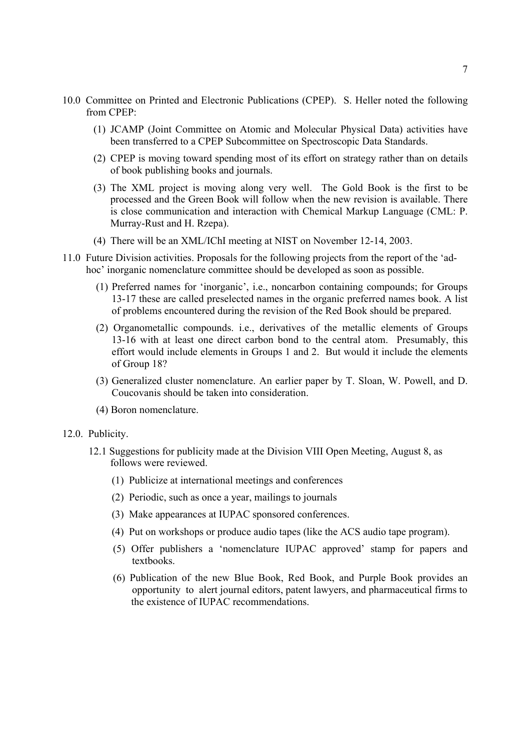10.0 Committee on Printed and Electronic Publications (CPEP). S. Heller noted the following from CPEP:

(1) JCAMP (Joint Committee on Atomic and Molecular Physical Data) activities have been transferred to a CPEP Subcommittee on Spectroscopic Data Standards.

(2) CPEP is moving toward spending most of its effort on strategy rather than on details of book publishing books and journals.

(3) The XML project is moving along very well. The Gold Book is the first to be processed and the Green Book will follow when the new revision is available. There is close communication and interaction with Chemical Markup Language (CML: P. Murray-Rust and H. Rzepa).

(4) There will be an XML/IChI meeting at NIST on November 12-14, 2003.

11.0 Future Division activities. Proposals for the following projects from the report of the 'ad-hoc' inorganic nomenclature committee should be developed as soon as possible.

(1) Preferred names for 'inorganic', i.e., noncarbon containing compounds; for Groups 13-17 these are called preselected names in the organic preferred names book. A list of problems encountered during the revision of the Red Book should be prepared.

(2) Organometallic compounds. i.e., derivatives of the metallic elements of Groups 13-16 with at least one direct carbon bond to the central atom. Presumably, this effort would include elements in Groups 1 and 2. But would it include the elements of Group 18?

(3) Generalized cluster nomenclature. An earlier paper by T. Sloan, W. Powell, and D. Coucovanis should be taken into consideration.

(4) Boron nomenclature.

12.0. Publicity.

12.1 Suggestions for publicity made at the Division VIII Open Meeting, August 8, as follows were reviewed.

(1) Publicize at international meetings and conferences

(2) Periodic, such as once a year, mailings to journals

(3) Make appearances at IUPAC sponsored conferences.

(4) Put on workshops or produce audio tapes (like the ACS audio tape program).

(5) Offer publishers a 'nomenclature IUPAC approved' stamp for papers and textbooks.

(6) Publication of the new Blue Book, Red Book, and Purple Book provides an opportunity to alert journal editors, patent lawyers, and pharmaceutical firms to the existence of IUPAC recommendations.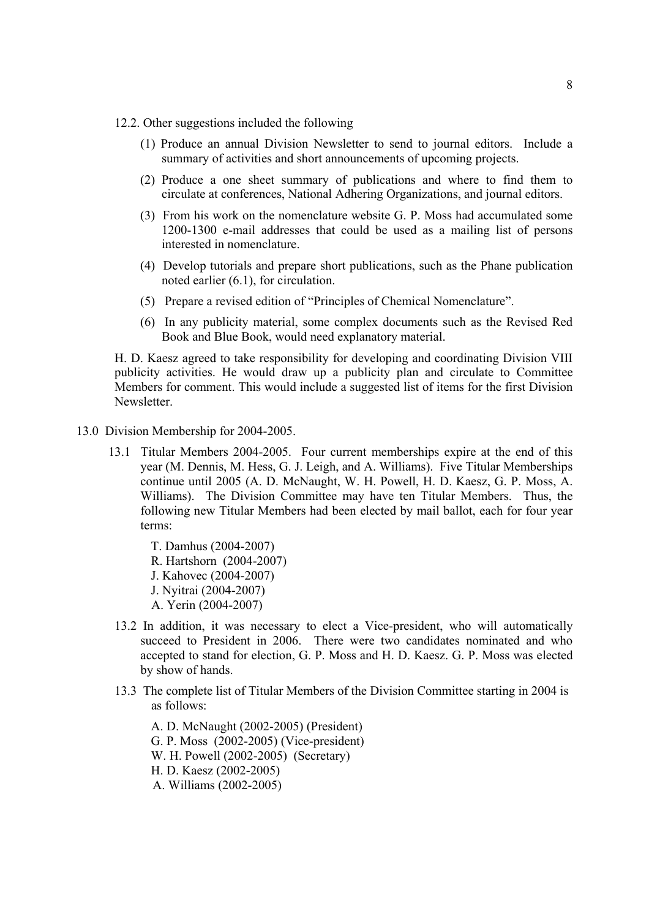12.2. Other suggestions included the following

(1) Produce an annual Division Newsletter to send to journal editors. Include a summary of activities and short announcements of upcoming projects.

(2) Produce a one sheet summary of publications and where to find them to circulate at conferences, National Adhering Organizations, and journal editors.

(3) From his work on the nomenclature website G. P. Moss had accumulated some 1200-1300 e-mail addresses that could be used as a mailing list of persons interested in nomenclature.

(4) Develop tutorials and prepare short publications, such as the Phane publication noted earlier (6.1), for circulation.

(5) Prepare a revised edition of "Principles of Chemical Nomenclature".

(6) In any publicity material, some complex documents such as the Revised Red Book and Blue Book, would need explanatory material.

H. D. Kaesz agreed to take responsibility for developing and coordinating Division VIII publicity activities. He would draw up a publicity plan and circulate to Committee Members for comment. This would include a suggested list of items for the first Division Newsletter.

13.0 Division Membership for 2004-2005.

13.1 Titular Members 2004-2005. Four current memberships expire at the end of this year (M. Dennis, M. Hess, G. J. Leigh, and A. Williams). Five Titular Memberships continue until 2005 (A. D. McNaught, W. H. Powell, H. D. Kaesz, G. P. Moss, A. Williams). The Division Committee may have ten Titular Members. Thus, the following new Titular Members had been elected by mail ballot, each for four year terms:

T. Damhus (2004-2007)
R. Hartshorn (2004-2007)
J. Kahovec (2004-2007)
J. Nyitrai (2004-2007)
A. Yerin (2004-2007)

13.2 In addition, it was necessary to elect a Vice-president, who will automatically succeed to President in 2006. There were two candidates nominated and who accepted to stand for election, G. P. Moss and H. D. Kaesz. G. P. Moss was elected by show of hands.

13.3 The complete list of Titular Members of the Division Committee starting in 2004 is as follows:

A. D. McNaught (2002-2005) (President)
G. P. Moss (2002-2005) (Vice-president)
W. H. Powell (2002-2005) (Secretary)
H. D. Kaesz (2002-2005)
A. Williams (2002-2005)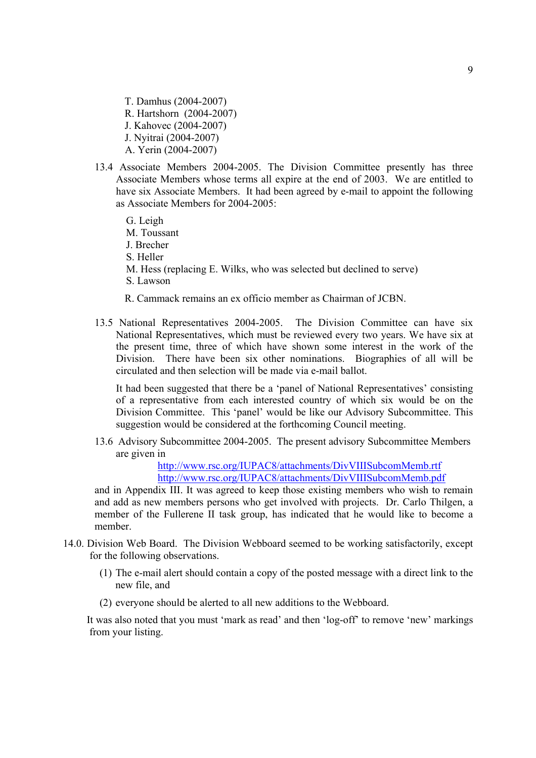T. Damhus (2004-2007)  
R. Hartshorn (2004-2007)  
J. Kahovec (2004-2007)  
J. Nyitrai (2004-2007)  
A. Yerin (2004-2007)

13.4 Associate Members 2004-2005. The Division Committee presently has three Associate Members whose terms all expire at the end of 2003. We are entitled to have six Associate Members. It had been agreed by e-mail to appoint the following as Associate Members for 2004-2005:

G. Leigh  
M. Toussant  
J. Brecher  
S. Heller  
M. Hess (replacing E. Wilks, who was selected but declined to serve)  
S. Lawson

R. Cammack remains an ex officio member as Chairman of JCBN.

13.5 National Representatives 2004-2005. The Division Committee can have six National Representatives, which must be reviewed every two years. We have six at the present time, three of which have shown some interest in the work of the Division. There have been six other nominations. Biographies of all will be circulated and then selection will be made via e-mail ballot.

It had been suggested that there be a 'panel of National Representatives' consisting of a representative from each interested country of which six would be on the Division Committee. This 'panel' would be like our Advisory Subcommittee. This suggestion would be considered at the forthcoming Council meeting.

13.6 Advisory Subcommittee 2004-2005. The present advisory Subcommittee Members are given in

http://www.rsc.org/IUPAC8/attachments/DivVIIISubcomMemb.rtf  
http://www.rsc.org/IUPAC8/attachments/DivVIIISubcomMemb.pdf

and in Appendix III. It was agreed to keep those existing members who wish to remain and add as new members persons who get involved with projects. Dr. Carlo Thilgen, a member of the Fullerene II task group, has indicated that he would like to become a member.

14.0. Division Web Board. The Division Webboard seemed to be working satisfactorily, except for the following observations.

(1) The e-mail alert should contain a copy of the posted message with a direct link to the new file, and

(2) everyone should be alerted to all new additions to the Webboard.

It was also noted that you must 'mark as read' and then 'log-off' to remove 'new' markings from your listing.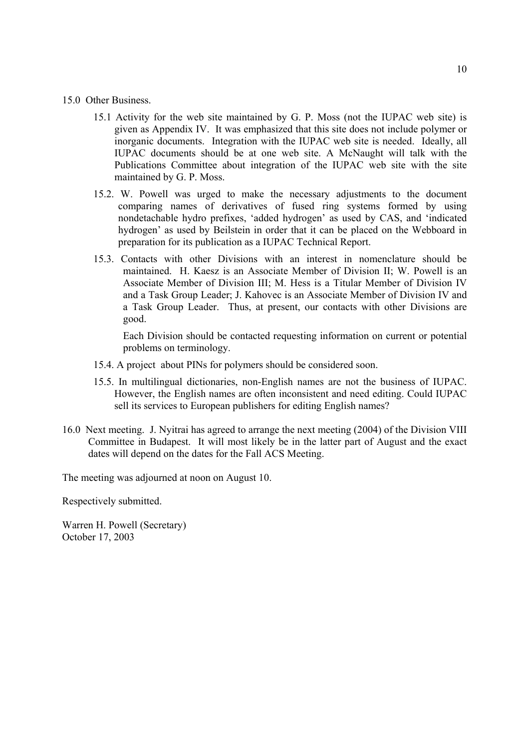15.0 Other Business.

15.1 Activity for the web site maintained by G. P. Moss (not the IUPAC web site) is given as Appendix IV. It was emphasized that this site does not include polymer or inorganic documents. Integration with the IUPAC web site is needed. Ideally, all IUPAC documents should be at one web site. A McNaught will talk with the Publications Committee about integration of the IUPAC web site with the site maintained by G. P. Moss.

15.2. W. Powell was urged to make the necessary adjustments to the document comparing names of derivatives of fused ring systems formed by using nondetachable hydro prefixes, 'added hydrogen' as used by CAS, and 'indicated hydrogen' as used by Beilstein in order that it can be placed on the Webboard in preparation for its publication as a IUPAC Technical Report.

15.3. Contacts with other Divisions with an interest in nomenclature should be maintained. H. Kaesz is an Associate Member of Division II; W. Powell is an Associate Member of Division III; M. Hess is a Titular Member of Division IV and a Task Group Leader; J. Kahovec is an Associate Member of Division IV and a Task Group Leader. Thus, at present, our contacts with other Divisions are good.

Each Division should be contacted requesting information on current or potential problems on terminology.

15.4. A project about PINs for polymers should be considered soon.

15.5. In multilingual dictionaries, non-English names are not the business of IUPAC. However, the English names are often inconsistent and need editing. Could IUPAC sell its services to European publishers for editing English names?

16.0 Next meeting. J. Nyitrai has agreed to arrange the next meeting (2004) of the Division VIII Committee in Budapest. It will most likely be in the latter part of August and the exact dates will depend on the dates for the Fall ACS Meeting.

The meeting was adjourned at noon on August 10.

Respectively submitted.

Warren H. Powell (Secretary)
October 17, 2003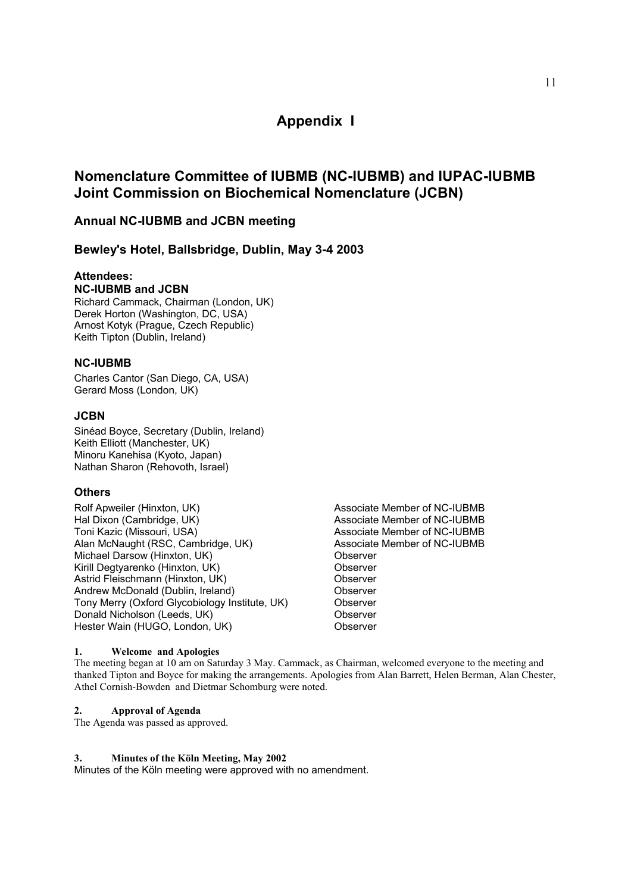# Appendix I

## Nomenclature Committee of IUBMB (NC-IUBMB) and IUPAC-IUBMB Joint Commission on Biochemical Nomenclature (JCBN)

### Annual NC-IUBMB and JCBN meeting

### Bewley's Hotel, Ballsbridge, Dublin, May 3-4 2003

**Attendees:**

**NC-IUBMB and JCBN**

Richard Cammack, Chairman (London, UK)
Derek Horton (Washington, DC, USA)
Arnost Kotyk (Prague, Czech Republic)
Keith Tipton (Dublin, Ireland)

**NC-IUBMB**

Charles Cantor (San Diego, CA, USA)
Gerard Moss (London, UK)

**JCBN**

Sinéad Boyce, Secretary (Dublin, Ireland)
Keith Elliott (Manchester, UK)
Minoru Kanehisa (Kyoto, Japan)
Nathan Sharon (Rehovoth, Israel)

**Others**

| | |
|---|---|
| Rolf Apweiler (Hinxton, UK) | Associate Member of NC-IUBMB |
| Hal Dixon (Cambridge, UK) | Associate Member of NC-IUBMB |
| Toni Kazic (Missouri, USA) | Associate Member of NC-IUBMB |
| Alan McNaught (RSC, Cambridge, UK) | Associate Member of NC-IUBMB |
| Michael Darsow (Hinxton, UK) | Observer |
| Kirill Degtyarenko (Hinxton, UK) | Observer |
| Astrid Fleischmann (Hinxton, UK) | Observer |
| Andrew McDonald (Dublin, Ireland) | Observer |
| Tony Merry (Oxford Glycobiology Institute, UK) | Observer |
| Donald Nicholson (Leeds, UK) | Observer |
| Hester Wain (HUGO, London, UK) | Observer |

**1. Welcome and Apologies**

The meeting began at 10 am on Saturday 3 May. Cammack, as Chairman, welcomed everyone to the meeting and thanked Tipton and Boyce for making the arrangements. Apologies from Alan Barrett, Helen Berman, Alan Chester, Athel Cornish-Bowden and Dietmar Schomburg were noted.

**2. Approval of Agenda**

The Agenda was passed as approved.

**3. Minutes of the Köln Meeting, May 2002**

Minutes of the Köln meeting were approved with no amendment.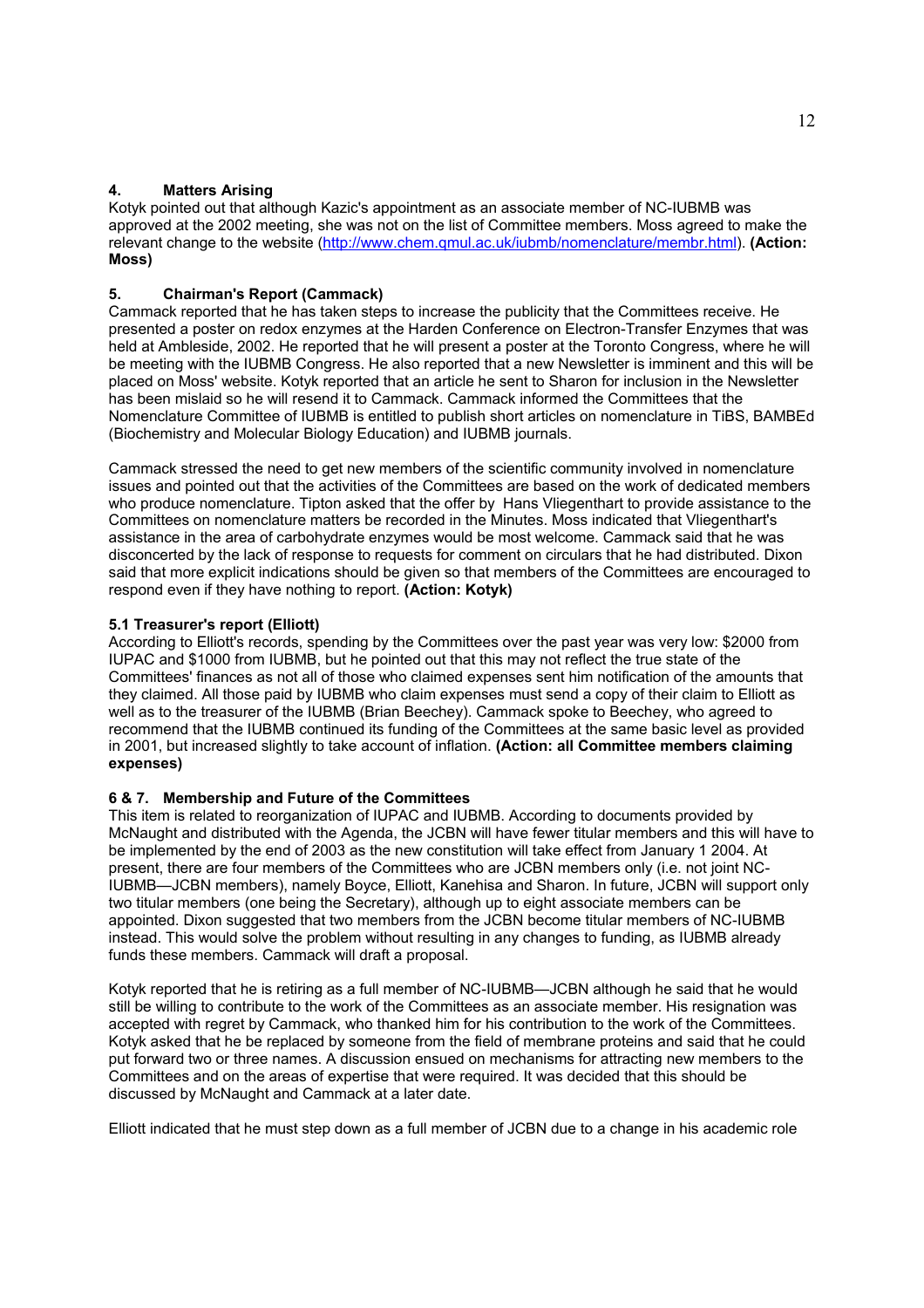### 4. Matters Arising

Kotyk pointed out that although Kazic's appointment as an associate member of NC-IUBMB was approved at the 2002 meeting, she was not on the list of Committee members. Moss agreed to make the relevant change to the website (http://www.chem.qmul.ac.uk/iubmb/nomenclature/membr.html). **(Action: Moss)**

### 5. Chairman's Report (Cammack)

Cammack reported that he has taken steps to increase the publicity that the Committees receive. He presented a poster on redox enzymes at the Harden Conference on Electron-Transfer Enzymes that was held at Ambleside, 2002. He reported that he will present a poster at the Toronto Congress, where he will be meeting with the IUBMB Congress. He also reported that a new Newsletter is imminent and this will be placed on Moss' website. Kotyk reported that an article he sent to Sharon for inclusion in the Newsletter has been mislaid so he will resend it to Cammack. Cammack informed the Committees that the Nomenclature Committee of IUBMB is entitled to publish short articles on nomenclature in TiBS, BAMBEd (Biochemistry and Molecular Biology Education) and IUBMB journals.

Cammack stressed the need to get new members of the scientific community involved in nomenclature issues and pointed out that the activities of the Committees are based on the work of dedicated members who produce nomenclature. Tipton asked that the offer by Hans Vliegenthart to provide assistance to the Committees on nomenclature matters be recorded in the Minutes. Moss indicated that Vliegenthart's assistance in the area of carbohydrate enzymes would be most welcome. Cammack said that he was disconcerted by the lack of response to requests for comment on circulars that he had distributed. Dixon said that more explicit indications should be given so that members of the Committees are encouraged to respond even if they have nothing to report. **(Action: Kotyk)**

#### 5.1 Treasurer's report (Elliott)

According to Elliott's records, spending by the Committees over the past year was very low: $2000 from IUPAC and $1000 from IUBMB, but he pointed out that this may not reflect the true state of the Committees' finances as not all of those who claimed expenses sent him notification of the amounts that they claimed. All those paid by IUBMB who claim expenses must send a copy of their claim to Elliott as well as to the treasurer of the IUBMB (Brian Beechey). Cammack spoke to Beechey, who agreed to recommend that the IUBMB continued its funding of the Committees at the same basic level as provided in 2001, but increased slightly to take account of inflation. **(Action: all Committee members claiming expenses)**

### 6 & 7. Membership and Future of the Committees

This item is related to reorganization of IUPAC and IUBMB. According to documents provided by McNaught and distributed with the Agenda, the JCBN will have fewer titular members and this will have to be implemented by the end of 2003 as the new constitution will take effect from January 1 2004. At present, there are four members of the Committees who are JCBN members only (i.e. not joint NC-IUBMB—JCBN members), namely Boyce, Elliott, Kanehisa and Sharon. In future, JCBN will support only two titular members (one being the Secretary), although up to eight associate members can be appointed. Dixon suggested that two members from the JCBN become titular members of NC-IUBMB instead. This would solve the problem without resulting in any changes to funding, as IUBMB already funds these members. Cammack will draft a proposal.

Kotyk reported that he is retiring as a full member of NC-IUBMB—JCBN although he said that he would still be willing to contribute to the work of the Committees as an associate member. His resignation was accepted with regret by Cammack, who thanked him for his contribution to the work of the Committees. Kotyk asked that he be replaced by someone from the field of membrane proteins and said that he could put forward two or three names. A discussion ensued on mechanisms for attracting new members to the Committees and on the areas of expertise that were required. It was decided that this should be discussed by McNaught and Cammack at a later date.

Elliott indicated that he must step down as a full member of JCBN due to a change in his academic role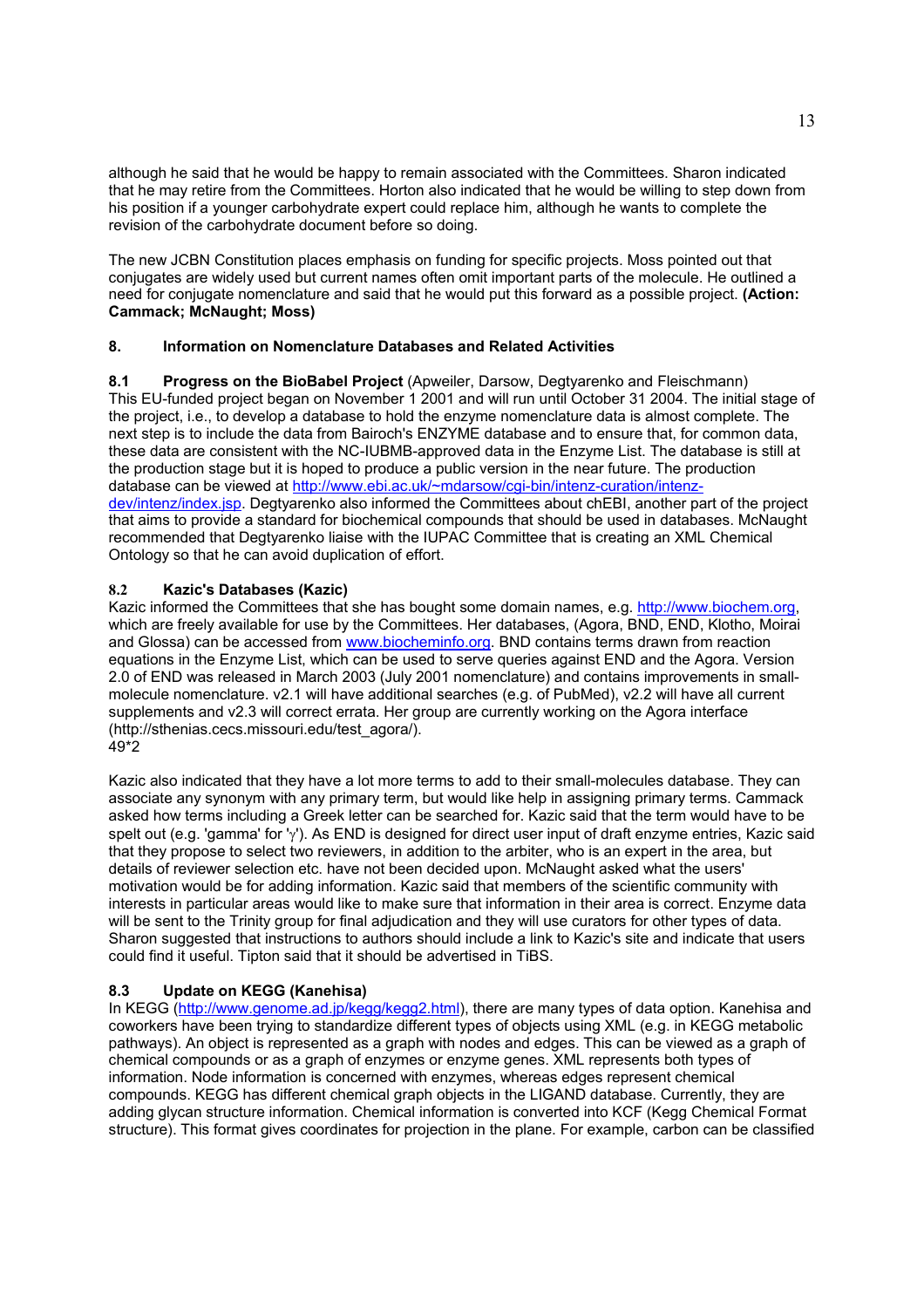although he said that he would be happy to remain associated with the Committees. Sharon indicated that he may retire from the Committees. Horton also indicated that he would be willing to step down from his position if a younger carbohydrate expert could replace him, although he wants to complete the revision of the carbohydrate document before so doing.

The new JCBN Constitution places emphasis on funding for specific projects. Moss pointed out that conjugates are widely used but current names often omit important parts of the molecule. He outlined a need for conjugate nomenclature and said that he would put this forward as a possible project. **(Action: Cammack; McNaught; Moss)**

## 8. Information on Nomenclature Databases and Related Activities

### 8.1 Progress on the BioBabel Project

(Apweiler, Darsow, Degtyarenko and Fleischmann)
This EU-funded project began on November 1 2001 and will run until October 31 2004. The initial stage of the project, i.e., to develop a database to hold the enzyme nomenclature data is almost complete. The next step is to include the data from Bairoch's ENZYME database and to ensure that, for common data, these data are consistent with the NC-IUBMB-approved data in the Enzyme List. The database is still at the production stage but it is hoped to produce a public version in the near future. The production database can be viewed at http://www.ebi.ac.uk/~mdarsow/cgi-bin/intenz-curation/intenz-dev/intenz/index.jsp. Degtyarenko also informed the Committees about chEBI, another part of the project that aims to provide a standard for biochemical compounds that should be used in databases. McNaught recommended that Degtyarenko liaise with the IUPAC Committee that is creating an XML Chemical Ontology so that he can avoid duplication of effort.

### 8.2 Kazic's Databases (Kazic)

Kazic informed the Committees that she has bought some domain names, e.g. http://www.biochem.org, which are freely available for use by the Committees. Her databases, (Agora, BND, END, Klotho, Moirai and Glossa) can be accessed from www.biocheminfo.org. BND contains terms drawn from reaction equations in the Enzyme List, which can be used to serve queries against END and the Agora. Version 2.0 of END was released in March 2003 (July 2001 nomenclature) and contains improvements in small-molecule nomenclature. v2.1 will have additional searches (e.g. of PubMed), v2.2 will have all current supplements and v2.3 will correct errata. Her group are currently working on the Agora interface (http://sthenias.cecs.missouri.edu/test_agora/).
49*2

Kazic also indicated that they have a lot more terms to add to their small-molecules database. They can associate any synonym with any primary term, but would like help in assigning primary terms. Cammack asked how terms including a Greek letter can be searched for. Kazic said that the term would have to be spelt out (e.g. 'gamma' for 'γ'). As END is designed for direct user input of draft enzyme entries, Kazic said that they propose to select two reviewers, in addition to the arbiter, who is an expert in the area, but details of reviewer selection etc. have not been decided upon. McNaught asked what the users' motivation would be for adding information. Kazic said that members of the scientific community with interests in particular areas would like to make sure that information in their area is correct. Enzyme data will be sent to the Trinity group for final adjudication and they will use curators for other types of data. Sharon suggested that instructions to authors should include a link to Kazic's site and indicate that users could find it useful. Tipton said that it should be advertised in TiBS.

### 8.3 Update on KEGG (Kanehisa)

In KEGG (http://www.genome.ad.jp/kegg/kegg2.html), there are many types of data option. Kanehisa and coworkers have been trying to standardize different types of objects using XML (e.g. in KEGG metabolic pathways). An object is represented as a graph with nodes and edges. This can be viewed as a graph of chemical compounds or as a graph of enzymes or enzyme genes. XML represents both types of information. Node information is concerned with enzymes, whereas edges represent chemical compounds. KEGG has different chemical graph objects in the LIGAND database. Currently, they are adding glycan structure information. Chemical information is converted into KCF (Kegg Chemical Format structure). This format gives coordinates for projection in the plane. For example, carbon can be classified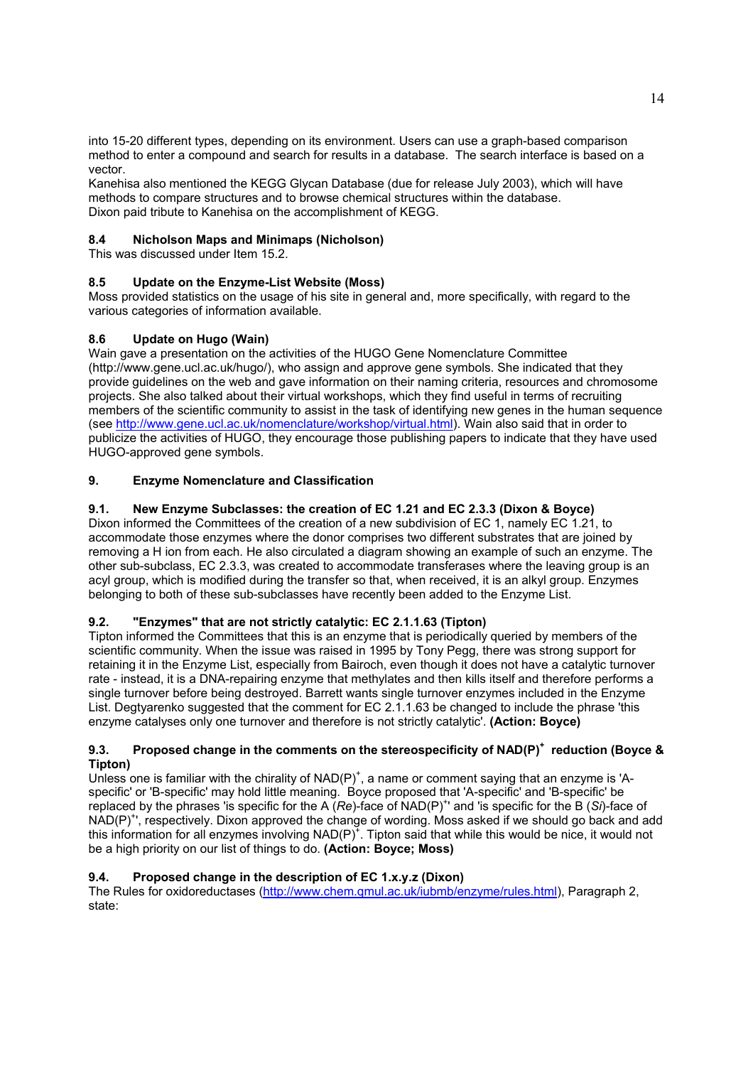into 15-20 different types, depending on its environment. Users can use a graph-based comparison method to enter a compound and search for results in a database. The search interface is based on a vector.
Kanehisa also mentioned the KEGG Glycan Database (due for release July 2003), which will have methods to compare structures and to browse chemical structures within the database.
Dixon paid tribute to Kanehisa on the accomplishment of KEGG.

### 8.4 Nicholson Maps and Minimaps (Nicholson)

This was discussed under Item 15.2.

### 8.5 Update on the Enzyme-List Website (Moss)

Moss provided statistics on the usage of his site in general and, more specifically, with regard to the various categories of information available.

### 8.6 Update on Hugo (Wain)

Wain gave a presentation on the activities of the HUGO Gene Nomenclature Committee (http://www.gene.ucl.ac.uk/hugo/), who assign and approve gene symbols. She indicated that they provide guidelines on the web and gave information on their naming criteria, resources and chromosome projects. She also talked about their virtual workshops, which they find useful in terms of recruiting members of the scientific community to assist in the task of identifying new genes in the human sequence (see http://www.gene.ucl.ac.uk/nomenclature/workshop/virtual.html). Wain also said that in order to publicize the activities of HUGO, they encourage those publishing papers to indicate that they have used HUGO-approved gene symbols.

## 9. Enzyme Nomenclature and Classification

### 9.1. New Enzyme Subclasses: the creation of EC 1.21 and EC 2.3.3 (Dixon & Boyce)

Dixon informed the Committees of the creation of a new subdivision of EC 1, namely EC 1.21, to accommodate those enzymes where the donor comprises two different substrates that are joined by removing a H ion from each. He also circulated a diagram showing an example of such an enzyme. The other sub-subclass, EC 2.3.3, was created to accommodate transferases where the leaving group is an acyl group, which is modified during the transfer so that, when received, it is an alkyl group. Enzymes belonging to both of these sub-subclasses have recently been added to the Enzyme List.

### 9.2. "Enzymes" that are not strictly catalytic: EC 2.1.1.63 (Tipton)

Tipton informed the Committees that this is an enzyme that is periodically queried by members of the scientific community. When the issue was raised in 1995 by Tony Pegg, there was strong support for retaining it in the Enzyme List, especially from Bairoch, even though it does not have a catalytic turnover rate - instead, it is a DNA-repairing enzyme that methylates and then kills itself and therefore performs a single turnover before being destroyed. Barrett wants single turnover enzymes included in the Enzyme List. Degtyarenko suggested that the comment for EC 2.1.1.63 be changed to include the phrase 'this enzyme catalyses only one turnover and therefore is not strictly catalytic'. **(Action: Boyce)**

### 9.3. Proposed change in the comments on the stereospecificity of $NAD(P)^+$ reduction (Boyce & Tipton)

Unless one is familiar with the chirality of $NAD(P)^+$, a name or comment saying that an enzyme is 'A-specific' or 'B-specific' may hold little meaning. Boyce proposed that 'A-specific' and 'B-specific' be replaced by the phrases 'is specific for the A (*Re*)-face of $NAD(P)^+$' and 'is specific for the B (*Si*)-face of $NAD(P)^+$', respectively. Dixon approved the change of wording. Moss asked if we should go back and add this information for all enzymes involving $NAD(P)^+$. Tipton said that while this would be nice, it would not be a high priority on our list of things to do. **(Action: Boyce; Moss)**

### 9.4. Proposed change in the description of EC 1.x.y.z (Dixon)

The Rules for oxidoreductases (http://www.chem.qmul.ac.uk/iubmb/enzyme/rules.html), Paragraph 2, state: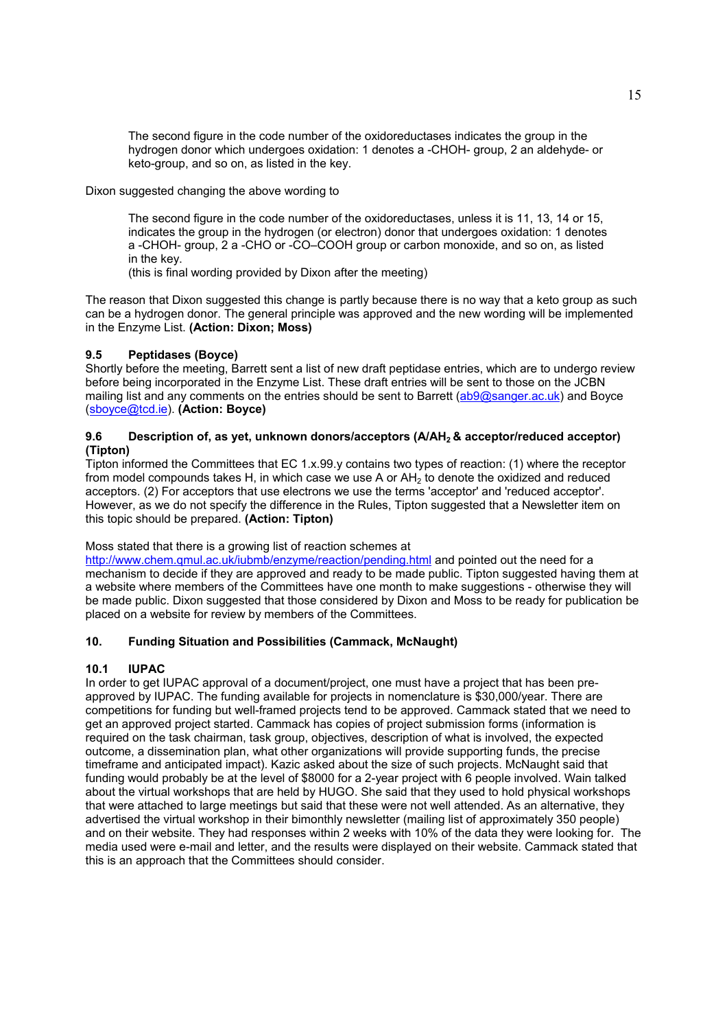> The second figure in the code number of the oxidoreductases indicates the group in the hydrogen donor which undergoes oxidation: 1 denotes a -CHOH- group, 2 an aldehyde- or keto-group, and so on, as listed in the key.

Dixon suggested changing the above wording to

> The second figure in the code number of the oxidoreductases, unless it is 11, 13, 14 or 15, indicates the group in the hydrogen (or electron) donor that undergoes oxidation: 1 denotes a -CHOH- group, 2 a -CHO or -CO–COOH group or carbon monoxide, and so on, as listed in the key.
> (this is final wording provided by Dixon after the meeting)

The reason that Dixon suggested this change is partly because there is no way that a keto group as such can be a hydrogen donor. The general principle was approved and the new wording will be implemented in the Enzyme List. **(Action: Dixon; Moss)**

### 9.5 Peptidases (Boyce)

Shortly before the meeting, Barrett sent a list of new draft peptidase entries, which are to undergo review before being incorporated in the Enzyme List. These draft entries will be sent to those on the JCBN mailing list and any comments on the entries should be sent to Barrett (ab9@sanger.ac.uk) and Boyce (sboyce@tcd.ie). **(Action: Boyce)**

### 9.6 Description of, as yet, unknown donors/acceptors (A/$AH_2$ & acceptor/reduced acceptor) (Tipton)

Tipton informed the Committees that EC 1.x.99.y contains two types of reaction: (1) where the receptor from model compounds takes H, in which case we use A or $AH_2$ to denote the oxidized and reduced acceptors. (2) For acceptors that use electrons we use the terms 'acceptor' and 'reduced acceptor'. However, as we do not specify the difference in the Rules, Tipton suggested that a Newsletter item on this topic should be prepared. **(Action: Tipton)**

Moss stated that there is a growing list of reaction schemes at http://www.chem.qmul.ac.uk/iubmb/enzyme/reaction/pending.html and pointed out the need for a mechanism to decide if they are approved and ready to be made public. Tipton suggested having them at a website where members of the Committees have one month to make suggestions - otherwise they will be made public. Dixon suggested that those considered by Dixon and Moss to be ready for publication be placed on a website for review by members of the Committees.

## 10. Funding Situation and Possibilities (Cammack, McNaught)

### 10.1 IUPAC

In order to get IUPAC approval of a document/project, one must have a project that has been pre-approved by IUPAC. The funding available for projects in nomenclature is \$30,000/year. There are competitions for funding but well-framed projects tend to be approved. Cammack stated that we need to get an approved project started. Cammack has copies of project submission forms (information is required on the task chairman, task group, objectives, description of what is involved, the expected outcome, a dissemination plan, what other organizations will provide supporting funds, the precise timeframe and anticipated impact). Kazic asked about the size of such projects. McNaught said that funding would probably be at the level of \$8000 for a 2-year project with 6 people involved. Wain talked about the virtual workshops that are held by HUGO. She said that they used to hold physical workshops that were attached to large meetings but said that these were not well attended. As an alternative, they advertised the virtual workshop in their bimonthly newsletter (mailing list of approximately 350 people) and on their website. They had responses within 2 weeks with 10% of the data they were looking for. The media used were e-mail and letter, and the results were displayed on their website. Cammack stated that this is an approach that the Committees should consider.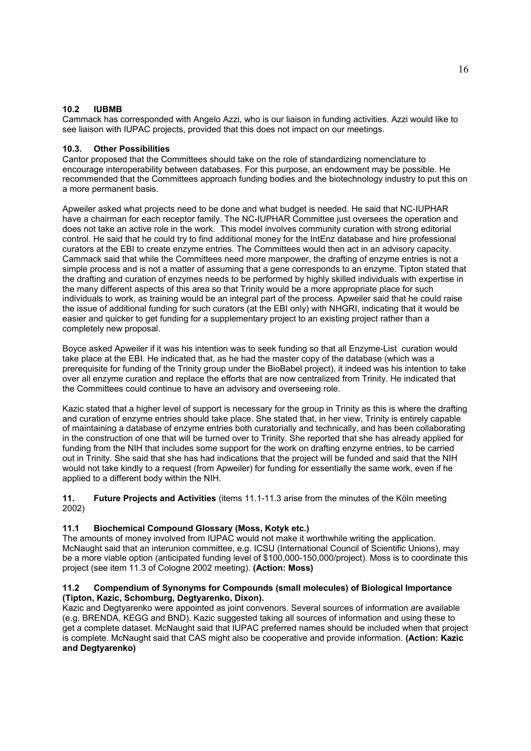### 10.2 IUBMB

Cammack has corresponded with Angelo Azzi, who is our liaison in funding activities. Azzi would like to see liaison with IUPAC projects, provided that this does not impact on our meetings.

### 10.3. Other Possibilities

Cantor proposed that the Committees should take on the role of standardizing nomenclature to encourage interoperability between databases. For this purpose, an endowment may be possible. He recommended that the Committees approach funding bodies and the biotechnology industry to put this on a more permanent basis.

Apweiler asked what projects need to be done and what budget is needed. He said that NC-IUPHAR have a chairman for each receptor family. The NC-IUPHAR Committee just oversees the operation and does not take an active role in the work. This model involves community curation with strong editorial control. He said that he could try to find additional money for the IntEnz database and hire professional curators at the EBI to create enzyme entries. The Committees would then act in an advisory capacity. Cammack said that while the Committees need more manpower, the drafting of enzyme entries is not a simple process and is not a matter of assuming that a gene corresponds to an enzyme. Tipton stated that the drafting and curation of enzymes needs to be performed by highly skilled individuals with expertise in the many different aspects of this area so that Trinity would be a more appropriate place for such individuals to work, as training would be an integral part of the process. Apweiler said that he could raise the issue of additional funding for such curators (at the EBI only) with NHGRI, indicating that it would be easier and quicker to get funding for a supplementary project to an existing project rather than a completely new proposal.

Boyce asked Apweiler if it was his intention was to seek funding so that all Enzyme-List curation would take place at the EBI. He indicated that, as he had the master copy of the database (which was a prerequisite for funding of the Trinity group under the BioBabel project), it indeed was his intention to take over all enzyme curation and replace the efforts that are now centralized from Trinity. He indicated that the Committees could continue to have an advisory and overseeing role.

Kazic stated that a higher level of support is necessary for the group in Trinity as this is where the drafting and curation of enzyme entries should take place. She stated that, in her view, Trinity is entirely capable of maintaining a database of enzyme entries both curatorially and technically, and has been collaborating in the construction of one that will be turned over to Trinity. She reported that she has already applied for funding from the NIH that includes some support for the work on drafting enzyme entries, to be carried out in Trinity. She said that she has had indications that the project will be funded and said that the NIH would not take kindly to a request (from Apweiler) for funding for essentially the same work, even if he applied to a different body within the NIH.

## 11. Future Projects and Activities (items 11.1-11.3 arise from the minutes of the Köln meeting 2002)

### 11.1 Biochemical Compound Glossary (Moss, Kotyk etc.)

The amounts of money involved from IUPAC would not make it worthwhile writing the application. McNaught said that an interunion committee, e.g. ICSU (International Council of Scientific Unions), may be a more viable option (anticipated funding level of $100,000-150,000/project). Moss is to coordinate this project (see item 11.3 of Cologne 2002 meeting). **(Action: Moss)**

### 11.2 Compendium of Synonyms for Compounds (small molecules) of Biological Importance (Tipton, Kazic, Schomburg, Degtyarenko, Dixon).

Kazic and Degtyarenko were appointed as joint convenors. Several sources of information are available (e.g. BRENDA, KEGG and BND). Kazic suggested taking all sources of information and using these to get a complete dataset. McNaught said that IUPAC preferred names should be included when that project is complete. McNaught said that CAS might also be cooperative and provide information. **(Action: Kazic and Degtyarenko)**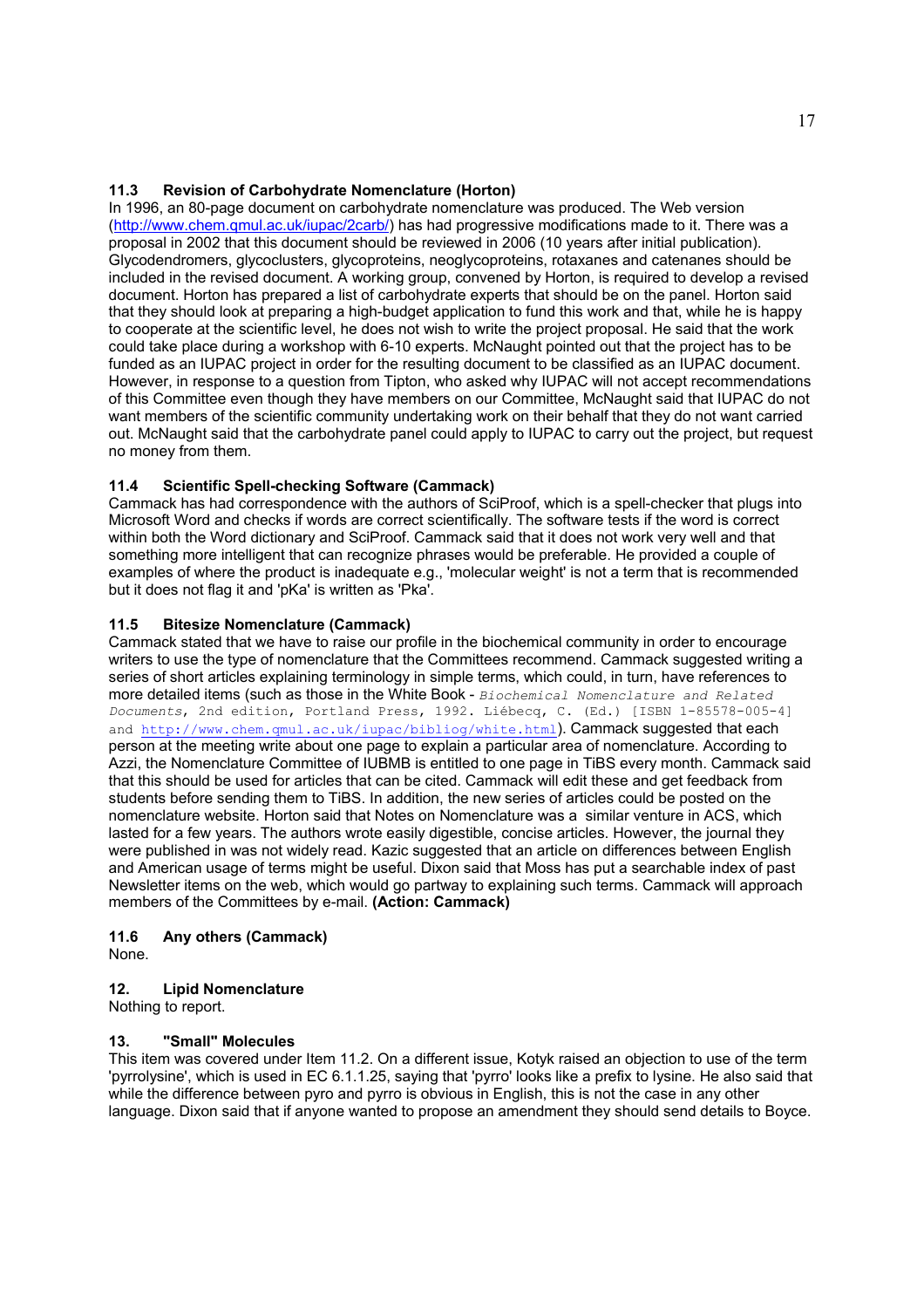### 11.3 Revision of Carbohydrate Nomenclature (Horton)

In 1996, an 80-page document on carbohydrate nomenclature was produced. The Web version (http://www.chem.qmul.ac.uk/iupac/2carb/) has had progressive modifications made to it. There was a proposal in 2002 that this document should be reviewed in 2006 (10 years after initial publication). Glycodendromers, glycoclusters, glycoproteins, neoglycoproteins, rotaxanes and catenanes should be included in the revised document. A working group, convened by Horton, is required to develop a revised document. Horton has prepared a list of carbohydrate experts that should be on the panel. Horton said that they should look at preparing a high-budget application to fund this work and that, while he is happy to cooperate at the scientific level, he does not wish to write the project proposal. He said that the work could take place during a workshop with 6-10 experts. McNaught pointed out that the project has to be funded as an IUPAC project in order for the resulting document to be classified as an IUPAC document. However, in response to a question from Tipton, who asked why IUPAC will not accept recommendations of this Committee even though they have members on our Committee, McNaught said that IUPAC do not want members of the scientific community undertaking work on their behalf that they do not want carried out. McNaught said that the carbohydrate panel could apply to IUPAC to carry out the project, but request no money from them.

### 11.4 Scientific Spell-checking Software (Cammack)

Cammack has had correspondence with the authors of SciProof, which is a spell-checker that plugs into Microsoft Word and checks if words are correct scientifically. The software tests if the word is correct within both the Word dictionary and SciProof. Cammack said that it does not work very well and that something more intelligent that can recognize phrases would be preferable. He provided a couple of examples of where the product is inadequate e.g., 'molecular weight' is not a term that is recommended but it does not flag it and 'pKa' is written as 'Pka'.

### 11.5 Bitesize Nomenclature (Cammack)

Cammack stated that we have to raise our profile in the biochemical community in order to encourage writers to use the type of nomenclature that the Committees recommend. Cammack suggested writing a series of short articles explaining terminology in simple terms, which could, in turn, have references to more detailed items (such as those in the White Book - *Biochemical Nomenclature and Related Documents*, 2nd edition, Portland Press, 1992. Liébecq, C. (Ed.) [ISBN 1-85578-005-4] and http://www.chem.qmul.ac.uk/iupac/bibliog/white.html). Cammack suggested that each person at the meeting write about one page to explain a particular area of nomenclature. According to Azzi, the Nomenclature Committee of IUBMB is entitled to one page in TiBS every month. Cammack said that this should be used for articles that can be cited. Cammack will edit these and get feedback from students before sending them to TiBS. In addition, the new series of articles could be posted on the nomenclature website. Horton said that Notes on Nomenclature was a similar venture in ACS, which lasted for a few years. The authors wrote easily digestible, concise articles. However, the journal they were published in was not widely read. Kazic suggested that an article on differences between English and American usage of terms might be useful. Dixon said that Moss has put a searchable index of past Newsletter items on the web, which would go partway to explaining such terms. Cammack will approach members of the Committees by e-mail. **(Action: Cammack)**

### 11.6 Any others (Cammack)

None.

## 12. Lipid Nomenclature

Nothing to report.

## 13. "Small" Molecules

This item was covered under Item 11.2. On a different issue, Kotyk raised an objection to use of the term 'pyrrolysine', which is used in EC 6.1.1.25, saying that 'pyrro' looks like a prefix to lysine. He also said that while the difference between pyro and pyrro is obvious in English, this is not the case in any other language. Dixon said that if anyone wanted to propose an amendment they should send details to Boyce.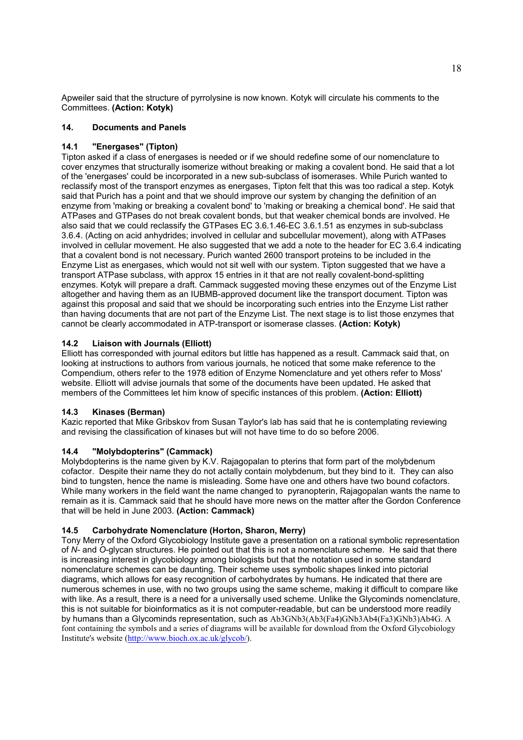Apweiler said that the structure of pyrrolysine is now known. Kotyk will circulate his comments to the Committees. **(Action: Kotyk)**

## 14. Documents and Panels

### 14.1 "Energases" (Tipton)

Tipton asked if a class of energases is needed or if we should redefine some of our nomenclature to cover enzymes that structurally isomerize without breaking or making a covalent bond. He said that a lot of the 'energases' could be incorporated in a new sub-subclass of isomerases. While Purich wanted to reclassify most of the transport enzymes as energases, Tipton felt that this was too radical a step. Kotyk said that Purich has a point and that we should improve our system by changing the definition of an enzyme from 'making or breaking a covalent bond' to 'making or breaking a chemical bond'. He said that ATPases and GTPases do not break covalent bonds, but that weaker chemical bonds are involved. He also said that we could reclassify the GTPases EC 3.6.1.46-EC 3.6.1.51 as enzymes in sub-subclass 3.6.4. (Acting on acid anhydrides; involved in cellular and subcellular movement), along with ATPases involved in cellular movement. He also suggested that we add a note to the header for EC 3.6.4 indicating that a covalent bond is not necessary. Purich wanted 2600 transport proteins to be included in the Enzyme List as energases, which would not sit well with our system. Tipton suggested that we have a transport ATPase subclass, with approx 15 entries in it that are not really covalent-bond-splitting enzymes. Kotyk will prepare a draft. Cammack suggested moving these enzymes out of the Enzyme List altogether and having them as an IUBMB-approved document like the transport document. Tipton was against this proposal and said that we should be incorporating such entries into the Enzyme List rather than having documents that are not part of the Enzyme List. The next stage is to list those enzymes that cannot be clearly accommodated in ATP-transport or isomerase classes. **(Action: Kotyk)**

### 14.2 Liaison with Journals (Elliott)

Elliott has corresponded with journal editors but little has happened as a result. Cammack said that, on looking at instructions to authors from various journals, he noticed that some make reference to the Compendium, others refer to the 1978 edition of Enzyme Nomenclature and yet others refer to Moss' website. Elliott will advise journals that some of the documents have been updated. He asked that members of the Committees let him know of specific instances of this problem. **(Action: Elliott)**

### 14.3 Kinases (Berman)

Kazic reported that Mike Gribskov from Susan Taylor's lab has said that he is contemplating reviewing and revising the classification of kinases but will not have time to do so before 2006.

### 14.4 "Molybdopterins" (Cammack)

Molybdopterins is the name given by K.V. Rajagopalan to pterins that form part of the molybdenum cofactor. Despite their name they do not actally contain molybdenum, but they bind to it. They can also bind to tungsten, hence the name is misleading. Some have one and others have two bound cofactors. While many workers in the field want the name changed to pyranopterin, Rajagopalan wants the name to remain as it is. Cammack said that he should have more news on the matter after the Gordon Conference that will be held in June 2003. **(Action: Cammack)**

### 14.5 Carbohydrate Nomenclature (Horton, Sharon, Merry)

Tony Merry of the Oxford Glycobiology Institute gave a presentation on a rational symbolic representation of *N*- and *O*-glycan structures. He pointed out that this is not a nomenclature scheme. He said that there is increasing interest in glycobiology among biologists but that the notation used in some standard nomenclature schemes can be daunting. Their scheme uses symbolic shapes linked into pictorial diagrams, which allows for easy recognition of carbohydrates by humans. He indicated that there are numerous schemes in use, with no two groups using the same scheme, making it difficult to compare like with like. As a result, there is a need for a universally used scheme. Unlike the Glycominds nomenclature, this is not suitable for bioinformatics as it is not computer-readable, but can be understood more readily by humans than a Glycominds representation, such as Ab3GNb3(Ab3(Fa4)GNb3Ab4(Fa3)GNb3)Ab4G. A font containing the symbols and a series of diagrams will be available for download from the Oxford Glycobiology Institute's website (http://www.bioch.ox.ac.uk/glycob/).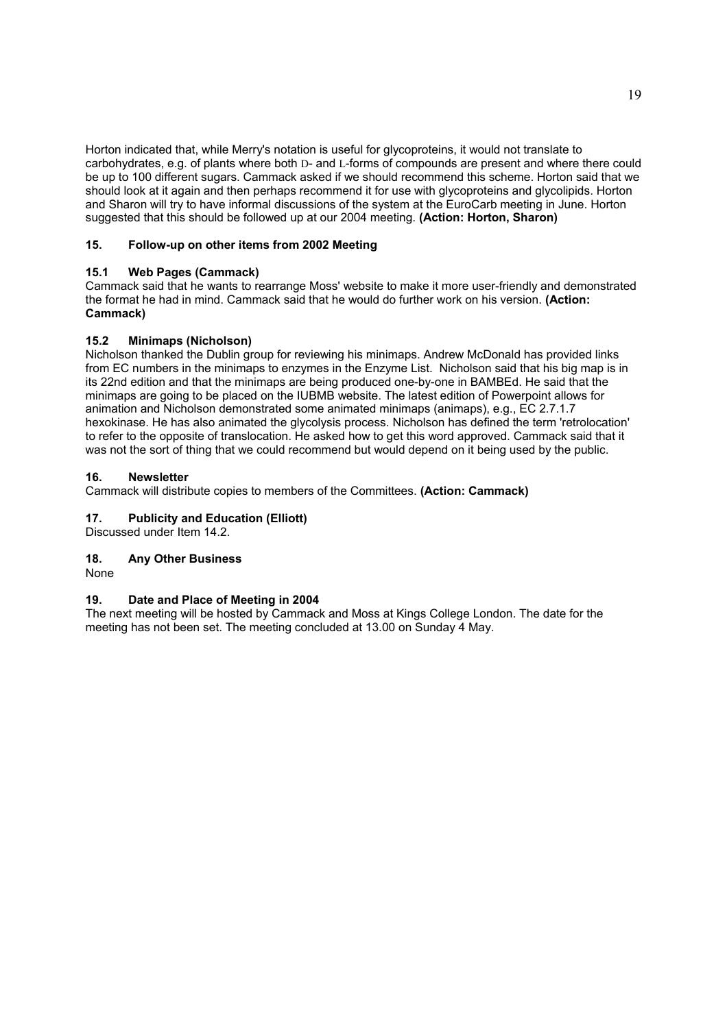Horton indicated that, while Merry's notation is useful for glycoproteins, it would not translate to carbohydrates, e.g. of plants where both D- and L-forms of compounds are present and where there could be up to 100 different sugars. Cammack asked if we should recommend this scheme. Horton said that we should look at it again and then perhaps recommend it for use with glycoproteins and glycolipids. Horton and Sharon will try to have informal discussions of the system at the EuroCarb meeting in June. Horton suggested that this should be followed up at our 2004 meeting. **(Action: Horton, Sharon)**

## 15. Follow-up on other items from 2002 Meeting

### 15.1 Web Pages (Cammack)

Cammack said that he wants to rearrange Moss' website to make it more user-friendly and demonstrated the format he had in mind. Cammack said that he would do further work on his version. **(Action: Cammack)**

### 15.2 Minimaps (Nicholson)

Nicholson thanked the Dublin group for reviewing his minimaps. Andrew McDonald has provided links from EC numbers in the minimaps to enzymes in the Enzyme List. Nicholson said that his big map is in its 22nd edition and that the minimaps are being produced one-by-one in BAMBEd. He said that the minimaps are going to be placed on the IUBMB website. The latest edition of Powerpoint allows for animation and Nicholson demonstrated some animated minimaps (animaps), e.g., EC 2.7.1.7 hexokinase. He has also animated the glycolysis process. Nicholson has defined the term 'retrolocation' to refer to the opposite of translocation. He asked how to get this word approved. Cammack said that it was not the sort of thing that we could recommend but would depend on it being used by the public.

## 16. Newsletter

Cammack will distribute copies to members of the Committees. **(Action: Cammack)**

## 17. Publicity and Education (Elliott)

Discussed under Item 14.2.

## 18. Any Other Business

None

## 19. Date and Place of Meeting in 2004

The next meeting will be hosted by Cammack and Moss at Kings College London. The date for the meeting has not been set. The meeting concluded at 13.00 on Sunday 4 May.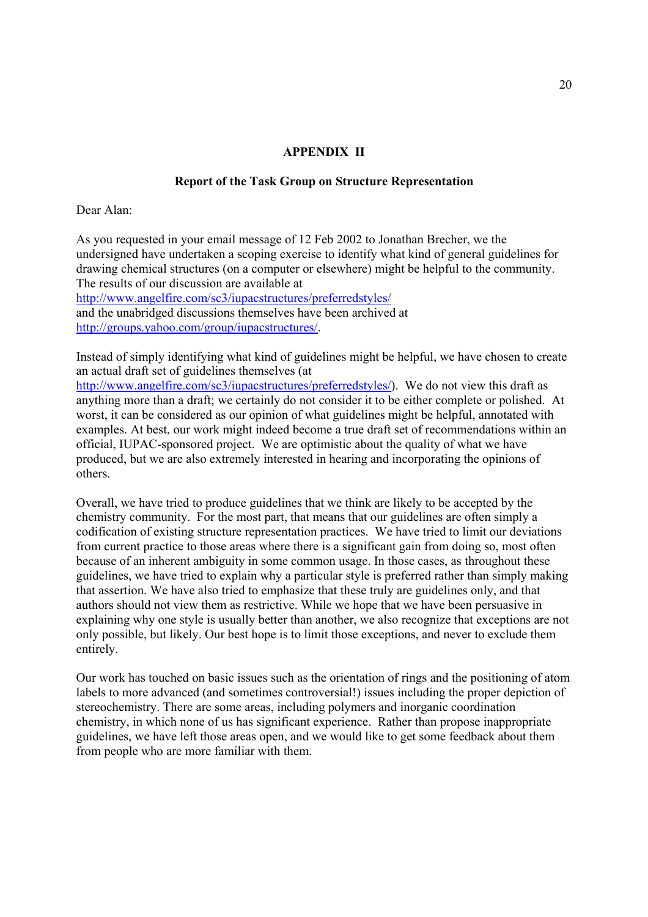## APPENDIX II

### Report of the Task Group on Structure Representation

Dear Alan:

As you requested in your email message of 12 Feb 2002 to Jonathan Brecher, we the undersigned have undertaken a scoping exercise to identify what kind of general guidelines for drawing chemical structures (on a computer or elsewhere) might be helpful to the community. The results of our discussion are available at
http://www.angelfire.com/sc3/iupacstructures/preferredstyles/
and the unabridged discussions themselves have been archived at
http://groups.yahoo.com/group/iupacstructures/.

Instead of simply identifying what kind of guidelines might be helpful, we have chosen to create an actual draft set of guidelines themselves (at
http://www.angelfire.com/sc3/iupacstructures/preferredstyles/). We do not view this draft as anything more than a draft; we certainly do not consider it to be either complete or polished. At worst, it can be considered as our opinion of what guidelines might be helpful, annotated with examples. At best, our work might indeed become a true draft set of recommendations within an official, IUPAC-sponsored project. We are optimistic about the quality of what we have produced, but we are also extremely interested in hearing and incorporating the opinions of others.

Overall, we have tried to produce guidelines that we think are likely to be accepted by the chemistry community. For the most part, that means that our guidelines are often simply a codification of existing structure representation practices. We have tried to limit our deviations from current practice to those areas where there is a significant gain from doing so, most often because of an inherent ambiguity in some common usage. In those cases, as throughout these guidelines, we have tried to explain why a particular style is preferred rather than simply making that assertion. We have also tried to emphasize that these truly are guidelines only, and that authors should not view them as restrictive. While we hope that we have been persuasive in explaining why one style is usually better than another, we also recognize that exceptions are not only possible, but likely. Our best hope is to limit those exceptions, and never to exclude them entirely.

Our work has touched on basic issues such as the orientation of rings and the positioning of atom labels to more advanced (and sometimes controversial!) issues including the proper depiction of stereochemistry. There are some areas, including polymers and inorganic coordination chemistry, in which none of us has significant experience. Rather than propose inappropriate guidelines, we have left those areas open, and we would like to get some feedback about them from people who are more familiar with them.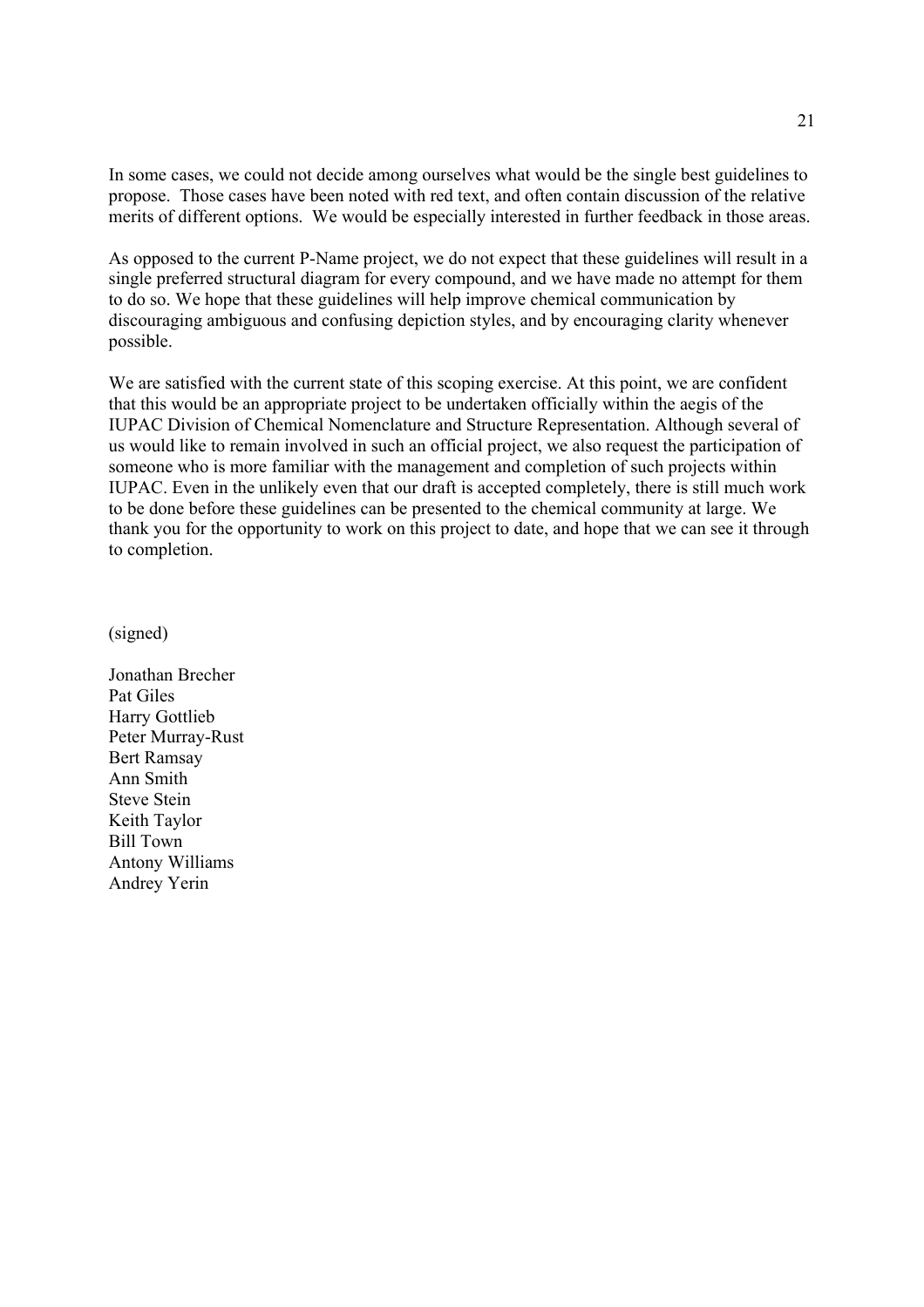In some cases, we could not decide among ourselves what would be the single best guidelines to propose. Those cases have been noted with red text, and often contain discussion of the relative merits of different options. We would be especially interested in further feedback in those areas.

As opposed to the current P-Name project, we do not expect that these guidelines will result in a single preferred structural diagram for every compound, and we have made no attempt for them to do so. We hope that these guidelines will help improve chemical communication by discouraging ambiguous and confusing depiction styles, and by encouraging clarity whenever possible.

We are satisfied with the current state of this scoping exercise. At this point, we are confident that this would be an appropriate project to be undertaken officially within the aegis of the IUPAC Division of Chemical Nomenclature and Structure Representation. Although several of us would like to remain involved in such an official project, we also request the participation of someone who is more familiar with the management and completion of such projects within IUPAC. Even in the unlikely even that our draft is accepted completely, there is still much work to be done before these guidelines can be presented to the chemical community at large. We thank you for the opportunity to work on this project to date, and hope that we can see it through to completion.

(signed)

Jonathan Brecher
Pat Giles
Harry Gottlieb
Peter Murray-Rust
Bert Ramsay
Ann Smith
Steve Stein
Keith Taylor
Bill Town
Antony Williams
Andrey Yerin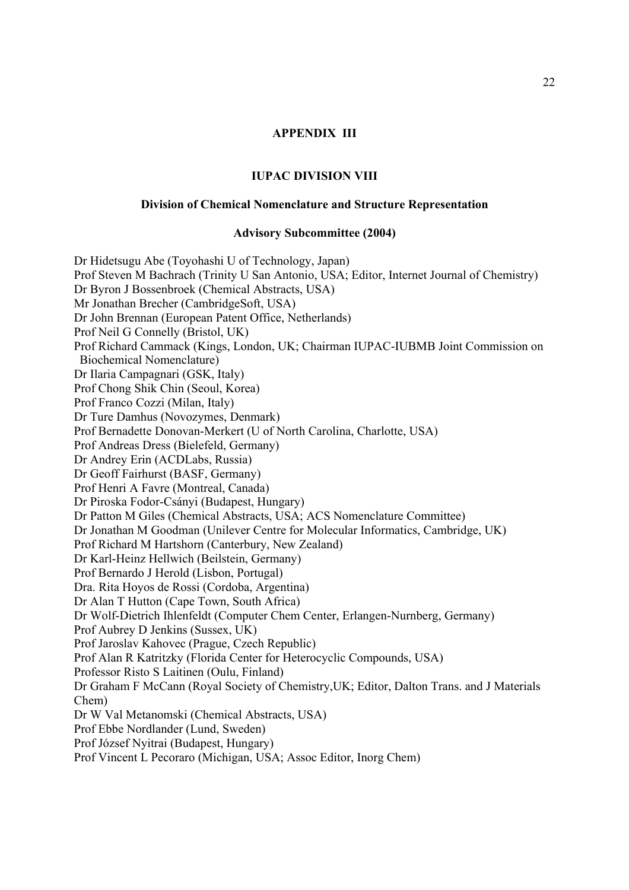# APPENDIX III

## IUPAC DIVISION VIII

### Division of Chemical Nomenclature and Structure Representation

#### Advisory Subcommittee (2004)

Dr Hidetsugu Abe (Toyohashi U of Technology, Japan)
Prof Steven M Bachrach (Trinity U San Antonio, USA; Editor, Internet Journal of Chemistry)
Dr Byron J Bossenbroek (Chemical Abstracts, USA)
Mr Jonathan Brecher (CambridgeSoft, USA)
Dr John Brennan (European Patent Office, Netherlands)
Prof Neil G Connelly (Bristol, UK)
Prof Richard Cammack (Kings, London, UK; Chairman IUPAC-IUBMB Joint Commission on Biochemical Nomenclature)
Dr Ilaria Campagnari (GSK, Italy)
Prof Chong Shik Chin (Seoul, Korea)
Prof Franco Cozzi (Milan, Italy)
Dr Ture Damhus (Novozymes, Denmark)
Prof Bernadette Donovan-Merkert (U of North Carolina, Charlotte, USA)
Prof Andreas Dress (Bielefeld, Germany)
Dr Andrey Erin (ACDLabs, Russia)
Dr Geoff Fairhurst (BASF, Germany)
Prof Henri A Favre (Montreal, Canada)
Dr Piroska Fodor-Csányi (Budapest, Hungary)
Dr Patton M Giles (Chemical Abstracts, USA; ACS Nomenclature Committee)
Dr Jonathan M Goodman (Unilever Centre for Molecular Informatics, Cambridge, UK)
Prof Richard M Hartshorn (Canterbury, New Zealand)
Dr Karl-Heinz Hellwich (Beilstein, Germany)
Prof Bernardo J Herold (Lisbon, Portugal)
Dra. Rita Hoyos de Rossi (Cordoba, Argentina)
Dr Alan T Hutton (Cape Town, South Africa)
Dr Wolf-Dietrich Ihlenfeldt (Computer Chem Center, Erlangen-Nurnberg, Germany)
Prof Aubrey D Jenkins (Sussex, UK)
Prof Jaroslav Kahovec (Prague, Czech Republic)
Prof Alan R Katritzky (Florida Center for Heterocyclic Compounds, USA)
Professor Risto S Laitinen (Oulu, Finland)
Dr Graham F McCann (Royal Society of Chemistry,UK; Editor, Dalton Trans. and J Materials Chem)
Dr W Val Metanomski (Chemical Abstracts, USA)
Prof Ebbe Nordlander (Lund, Sweden)
Prof József Nyitrai (Budapest, Hungary)
Prof Vincent L Pecoraro (Michigan, USA; Assoc Editor, Inorg Chem)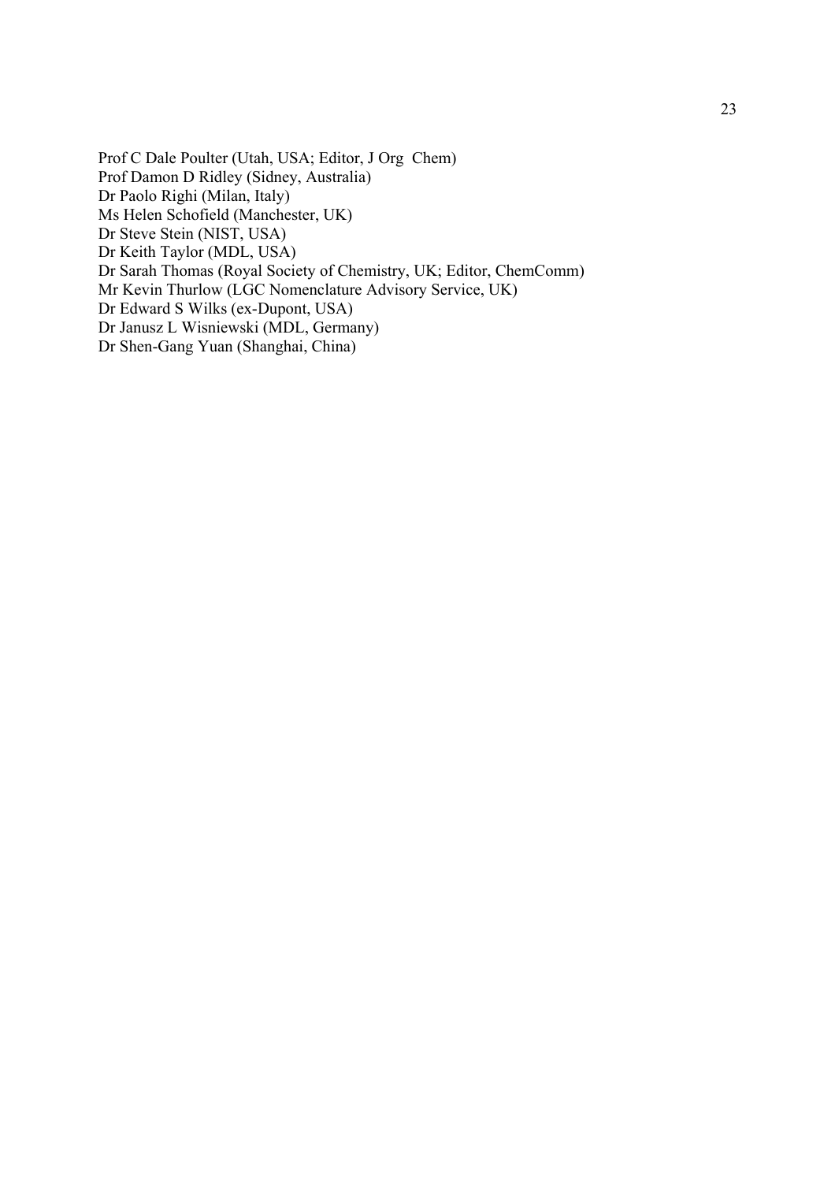Prof C Dale Poulter (Utah, USA; Editor, J Org Chem)
Prof Damon D Ridley (Sidney, Australia)
Dr Paolo Righi (Milan, Italy)
Ms Helen Schofield (Manchester, UK)
Dr Steve Stein (NIST, USA)
Dr Keith Taylor (MDL, USA)
Dr Sarah Thomas (Royal Society of Chemistry, UK; Editor, ChemComm)
Mr Kevin Thurlow (LGC Nomenclature Advisory Service, UK)
Dr Edward S Wilks (ex-Dupont, USA)
Dr Janusz L Wisniewski (MDL, Germany)
Dr Shen-Gang Yuan (Shanghai, China)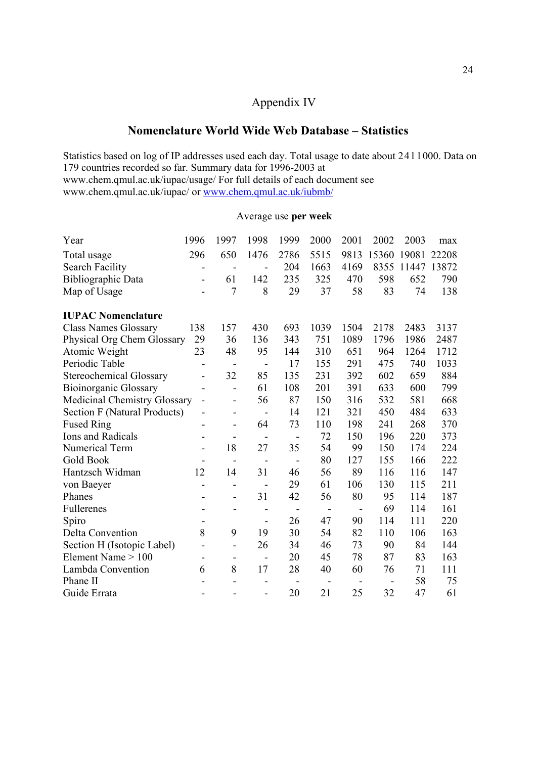# Appendix IV

## Nomenclature World Wide Web Database – Statistics

Statistics based on log of IP addresses used each day. Total usage to date about 2411000. Data on 179 countries recorded so far. Summary data for 1996-2003 at www.chem.qmul.ac.uk/iupac/usage/ For full details of each document see www.chem.qmul.ac.uk/iupac/ or www.chem.qmul.ac.uk/iubmb/

Average use **per week**

| Year | 1996 | 1997 | 1998 | 1999 | 2000 | 2001 | 2002 | 2003 | max |
|---|---|---|---|---|---|---|---|---|---|
| Total usage | 296 | 650 | 1476 | 2786 | 5515 | 9813 | 15360 | 19081 | 22208 |
| Search Facility | - | - | - | 204 | 1663 | 4169 | 8355 | 11447 | 13872 |
| Bibliographic Data | - | 61 | 142 | 235 | 325 | 470 | 598 | 652 | 790 |
| Map of Usage | - | 7 | 8 | 29 | 37 | 58 | 83 | 74 | 138 |
| **IUPAC Nomenclature** | | | | | | | | | |
| Class Names Glossary | 138 | 157 | 430 | 693 | 1039 | 1504 | 2178 | 2483 | 3137 |
| Physical Org Chem Glossary | 29 | 36 | 136 | 343 | 751 | 1089 | 1796 | 1986 | 2487 |
| Atomic Weight | 23 | 48 | 95 | 144 | 310 | 651 | 964 | 1264 | 1712 |
| Periodic Table | - | - | - | 17 | 155 | 291 | 475 | 740 | 1033 |
| Stereochemical Glossary | - | 32 | 85 | 135 | 231 | 392 | 602 | 659 | 884 |
| Bioinorganic Glossary | - | - | 61 | 108 | 201 | 391 | 633 | 600 | 799 |
| Medicinal Chemistry Glossary | - | - | 56 | 87 | 150 | 316 | 532 | 581 | 668 |
| Section F (Natural Products) | - | - | - | 14 | 121 | 321 | 450 | 484 | 633 |
| Fused Ring | - | - | 64 | 73 | 110 | 198 | 241 | 268 | 370 |
| Ions and Radicals | - | - | - | - | 72 | 150 | 196 | 220 | 373 |
| Numerical Term | - | 18 | 27 | 35 | 54 | 99 | 150 | 174 | 224 |
| Gold Book | - | - | - | - | 80 | 127 | 155 | 166 | 222 |
| Hantzsch Widman | 12 | 14 | 31 | 46 | 56 | 89 | 116 | 116 | 147 |
| von Baeyer | - | - | - | 29 | 61 | 106 | 130 | 115 | 211 |
| Phanes | - | - | 31 | 42 | 56 | 80 | 95 | 114 | 187 |
| Fullerenes | - | - | - | - | - | - | 69 | 114 | 161 |
| Spiro | - | | - | 26 | 47 | 90 | 114 | 111 | 220 |
| Delta Convention | 8 | 9 | 19 | 30 | 54 | 82 | 110 | 106 | 163 |
| Section H (Isotopic Label) | - | - | 26 | 34 | 46 | 73 | 90 | 84 | 144 |
| Element Name > 100 | - | - | - | 20 | 45 | 78 | 87 | 83 | 163 |
| Lambda Convention | 6 | 8 | 17 | 28 | 40 | 60 | 76 | 71 | 111 |
| Phane II | - | - | - | - | - | - | - | 58 | 75 |
| Guide Errata | - | - | - | 20 | 21 | 25 | 32 | 47 | 61 |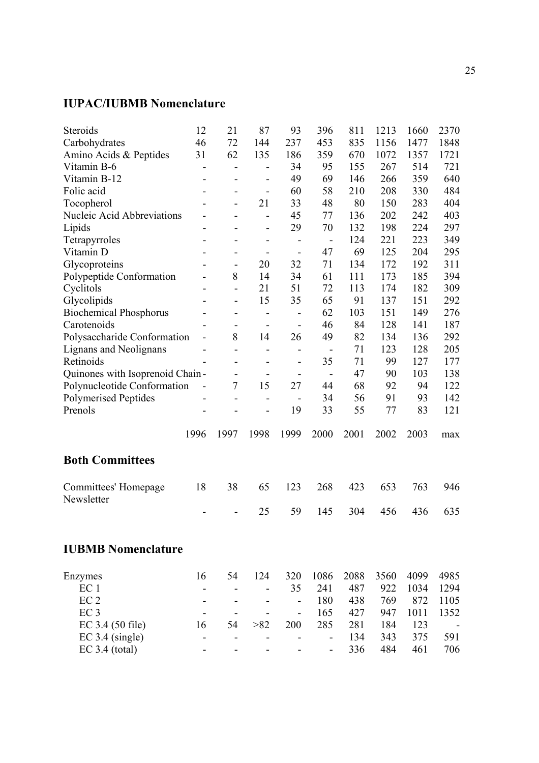## IUPAC/IUBMB Nomenclature

| | 1996 | 1997 | 1998 | 1999 | 2000 | 2001 | 2002 | 2003 | max |
|---|---|---|---|---|---|---|---|---|---|
| Steroids | 12 | 21 | 87 | 93 | 396 | 811 | 1213 | 1660 | 2370 |
| Carbohydrates | 46 | 72 | 144 | 237 | 453 | 835 | 1156 | 1477 | 1848 |
| Amino Acids & Peptides | 31 | 62 | 135 | 186 | 359 | 670 | 1072 | 1357 | 1721 |
| Vitamin B-6 | - | - | - | 34 | 95 | 155 | 267 | 514 | 721 |
| Vitamin B-12 | - | - | - | 49 | 69 | 146 | 266 | 359 | 640 |
| Folic acid | - | - | - | 60 | 58 | 210 | 208 | 330 | 484 |
| Tocopherol | - | - | 21 | 33 | 48 | 80 | 150 | 283 | 404 |
| Nucleic Acid Abbreviations | - | - | - | 45 | 77 | 136 | 202 | 242 | 403 |
| Lipids | - | - | - | 29 | 70 | 132 | 198 | 224 | 297 |
| Tetrapyrroles | - | - | - | - | - | 124 | 221 | 223 | 349 |
| Vitamin D | - | - | - | - | 47 | 69 | 125 | 204 | 295 |
| Glycoproteins | - | - | 20 | 32 | 71 | 134 | 172 | 192 | 311 |
| Polypeptide Conformation | - | 8 | 14 | 34 | 61 | 111 | 173 | 185 | 394 |
| Cyclitols | - | - | 21 | 51 | 72 | 113 | 174 | 182 | 309 |
| Glycolipids | - | - | 15 | 35 | 65 | 91 | 137 | 151 | 292 |
| Biochemical Phosphorus | - | - | - | - | 62 | 103 | 151 | 149 | 276 |
| Carotenoids | - | - | - | - | 46 | 84 | 128 | 141 | 187 |
| Polysaccharide Conformation | - | 8 | 14 | 26 | 49 | 82 | 134 | 136 | 292 |
| Lignans and Neolignans | - | - | - | - | - | 71 | 123 | 128 | 205 |
| Retinoids | - | - | - | - | 35 | 71 | 99 | 127 | 177 |
| Quinones with Isoprenoid Chain | - | - | - | - | - | 47 | 90 | 103 | 138 |
| Polynucleotide Conformation | - | 7 | 15 | 27 | 44 | 68 | 92 | 94 | 122 |
| Polymerised Peptides | - | - | - | - | 34 | 56 | 91 | 93 | 142 |
| Prenols | - | - | - | 19 | 33 | 55 | 77 | 83 | 121 |

## Both Committees

| | 1996 | 1997 | 1998 | 1999 | 2000 | 2001 | 2002 | 2003 | max |
|---|---|---|---|---|---|---|---|---|---|
| Committees' Homepage | 18 | 38 | 65 | 123 | 268 | 423 | 653 | 763 | 946 |
| Newsletter | - | - | 25 | 59 | 145 | 304 | 456 | 436 | 635 |

## IUBMB Nomenclature

| | 1996 | 1997 | 1998 | 1999 | 2000 | 2001 | 2002 | 2003 | max |
|---|---|---|---|---|---|---|---|---|---|
| Enzymes | 16 | 54 | 124 | 320 | 1086 | 2088 | 3560 | 4099 | 4985 |
| EC 1 | - | - | - | 35 | 241 | 487 | 922 | 1034 | 1294 |
| EC 2 | - | - | - | - | 180 | 438 | 769 | 872 | 1105 |
| EC 3 | - | - | - | - | 165 | 427 | 947 | 1011 | 1352 |
| EC 3.4 (50 file) | 16 | 54 | >82 | 200 | 285 | 281 | 184 | 123 | - |
| EC 3.4 (single) | - | - | - | - | - | 134 | 343 | 375 | 591 |
| EC 3.4 (total) | - | - | - | - | - | 336 | 484 | 461 | 706 |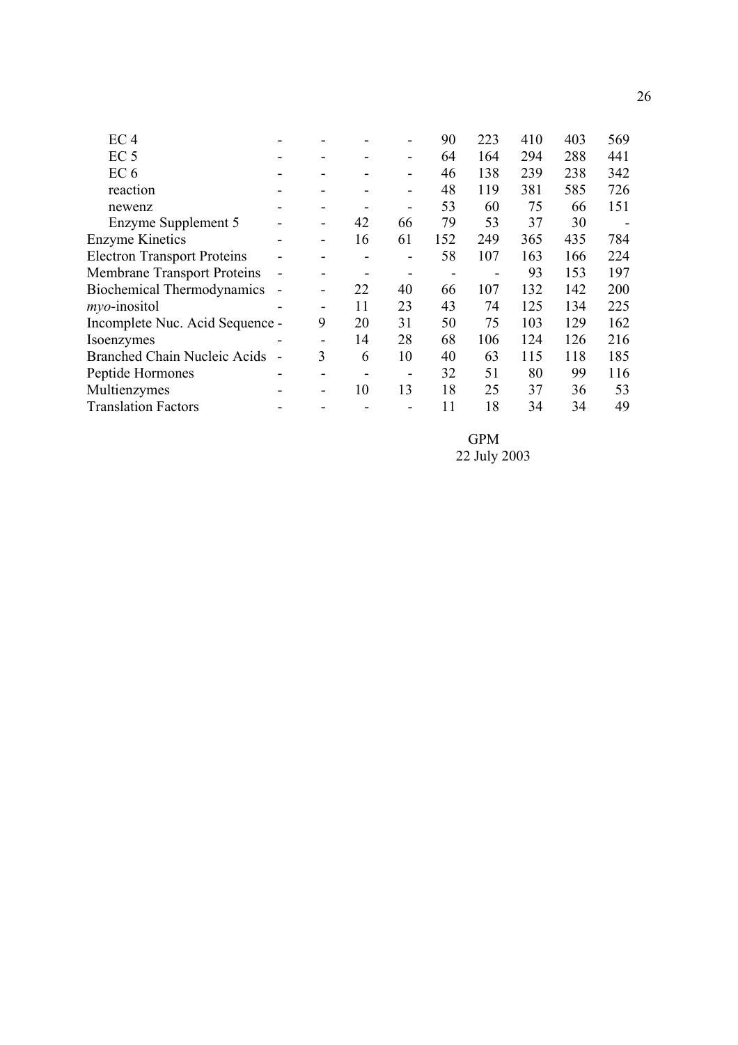| | | | | | | | | | |
|---|---|---|---|---|---|---|---|---|---|
| EC 4 | - | - | - | - | 90 | 223 | 410 | 403 | 569 |
| EC 5 | - | - | - | - | 64 | 164 | 294 | 288 | 441 |
| EC 6 | - | - | - | - | 46 | 138 | 239 | 238 | 342 |
| reaction | - | - | - | - | 48 | 119 | 381 | 585 | 726 |
| newenz | - | - | - | - | 53 | 60 | 75 | 66 | 151 |
| Enzyme Supplement 5 | - | - | 42 | 66 | 79 | 53 | 37 | 30 | - |
| Enzyme Kinetics | - | - | 16 | 61 | 152 | 249 | 365 | 435 | 784 |
| Electron Transport Proteins | - | - | - | - | 58 | 107 | 163 | 166 | 224 |
| Membrane Transport Proteins | - | - | - | - | - | - | 93 | 153 | 197 |
| Biochemical Thermodynamics | - | - | 22 | 40 | 66 | 107 | 132 | 142 | 200 |
| *myo*-inositol | - | - | 11 | 23 | 43 | 74 | 125 | 134 | 225 |
| Incomplete Nuc. Acid Sequence | - | 9 | 20 | 31 | 50 | 75 | 103 | 129 | 162 |
| Isoenzymes | - | - | 14 | 28 | 68 | 106 | 124 | 126 | 216 |
| Branched Chain Nucleic Acids | - | 3 | 6 | 10 | 40 | 63 | 115 | 118 | 185 |
| Peptide Hormones | - | - | - | - | 32 | 51 | 80 | 99 | 116 |
| Multienzymes | - | - | 10 | 13 | 18 | 25 | 37 | 36 | 53 |
| Translation Factors | - | - | - | - | 11 | 18 | 34 | 34 | 49 |

GPM
22 July 2003